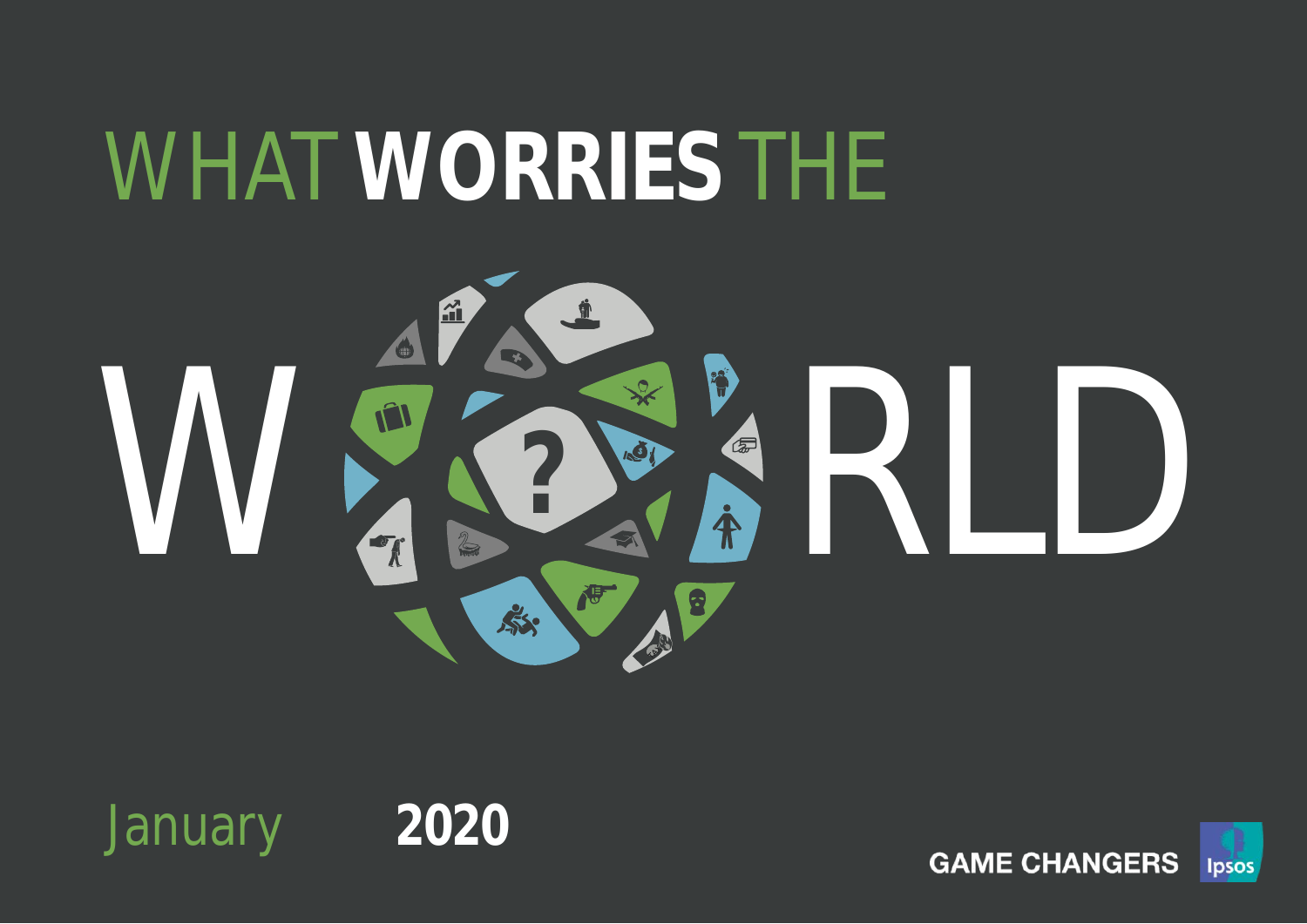# WHAT WORRIES THE WORLD

January 2020

GAME CHANGERS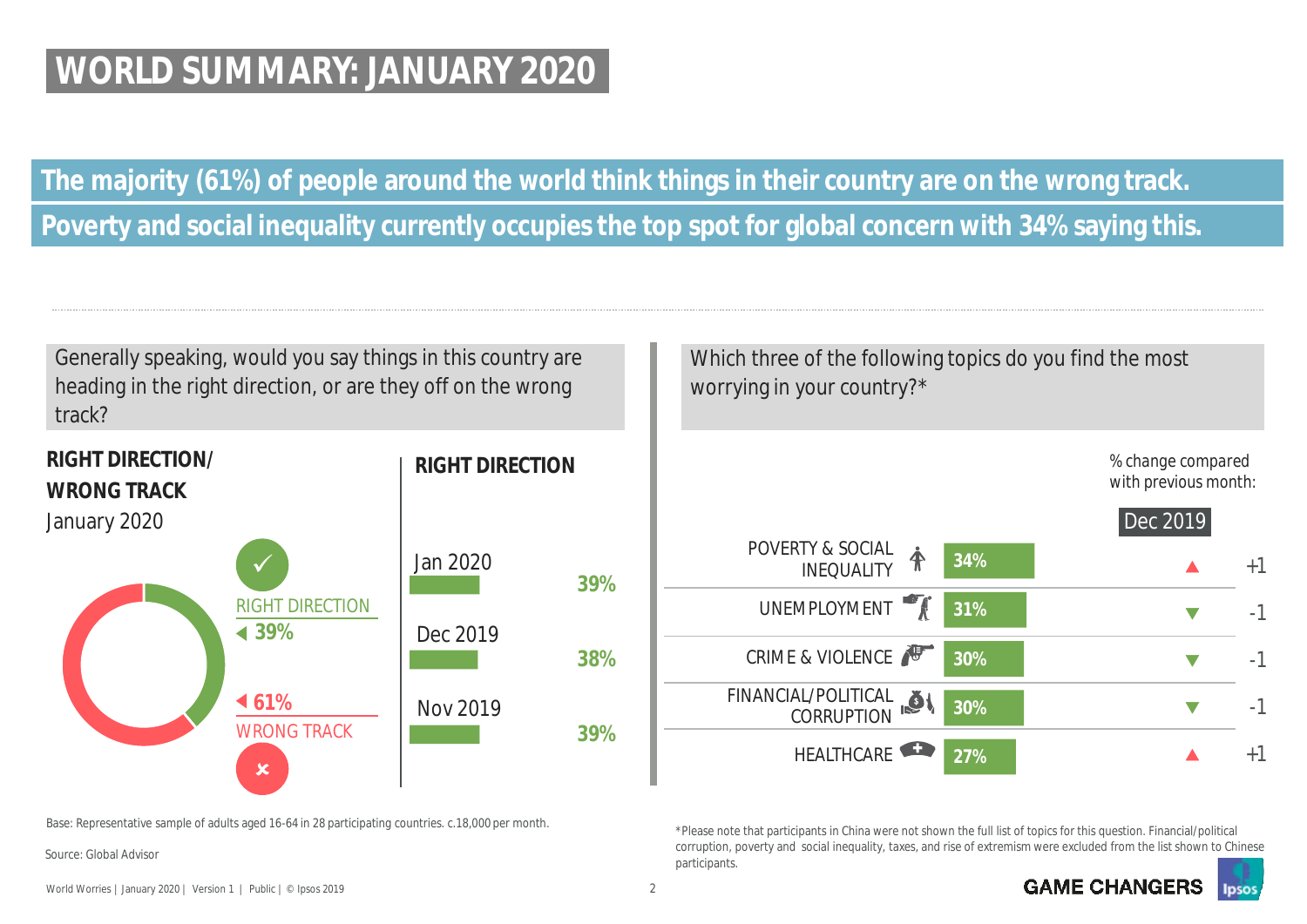# WORLD SUMMARY: JANUARY 2020

**The majority (61%) of people around the world think things in their country are on the wrong track.**

**Poverty and social inequality currently occupies the top spot for global concern with 34% saying this.**

Generally speaking, would you say things in this country are heading in the right direction, or are they off on the wrong track?

**RIGHT DIRECTION/ WRONG TRACK**
January 2020

- RIGHT DIRECTION: 39%
- WRONG TRACK: 61%

**RIGHT DIRECTION**

| Month | % |
|---|---|
| Jan 2020 | 39% |
| Dec 2019 | 38% |
| Nov 2019 | 39% |

Which three of the following topics do you find the most worrying in your country?*

| Topic | % | % change compared with previous month: Dec 2019 |
|---|---|---|
| POVERTY & SOCIAL INEQUALITY | 34% | ▲ +1 |
| UNEMPLOYMENT | 31% | ▼ -1 |
| CRIME & VIOLENCE | 30% | ▼ -1 |
| FINANCIAL/POLITICAL CORRUPTION | 30% | ▼ -1 |
| HEALTHCARE | 27% | ▲ +1 |

Base: Representative sample of adults aged 16-64 in 28 participating countries. c.18,000 per month.

Source: Global Advisor

*Please note that participants in China were not shown the full list of topics for this question. Financial/political corruption, poverty and social inequality, taxes, and rise of extremism were excluded from the list shown to Chinese participants.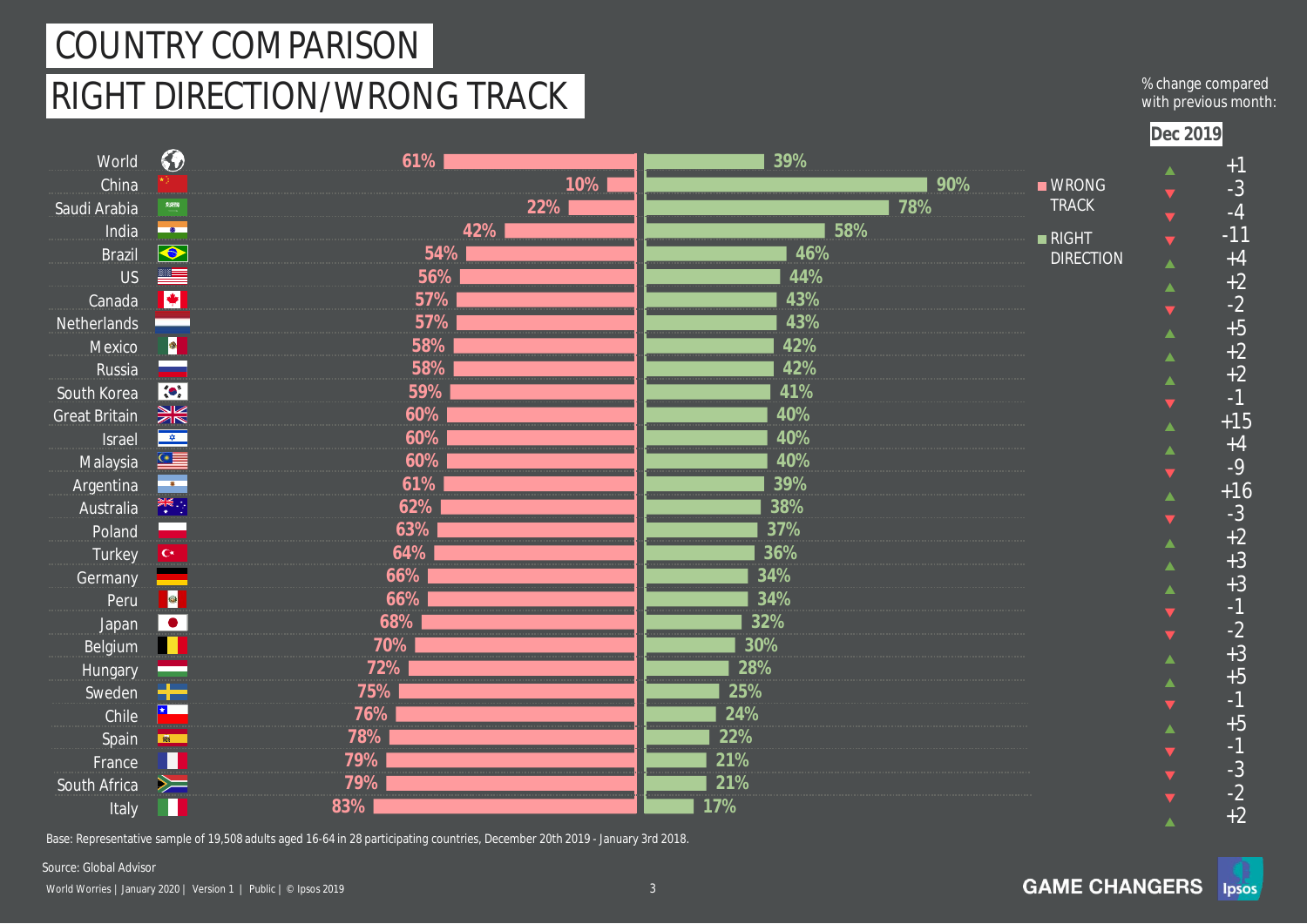# COUNTRY COMPARISON

## RIGHT DIRECTION/WRONG TRACK

% change compared with previous month: **Dec 2019**

| Country | WRONG TRACK | RIGHT DIRECTION | % change (Dec 2019) |
|---|---|---|---|
| World | 61% | 39% | +1 |
| China | 10% | 90% | -3 |
| Saudi Arabia | 22% | 78% | -4 |
| India | 42% | 58% | -11 |
| Brazil | 54% | 46% | +4 |
| US | 56% | 44% | +2 |
| Canada | 57% | 43% | -2 |
| Netherlands | 57% | 43% | +5 |
| Mexico | 58% | 42% | +2 |
| Russia | 58% | 42% | +2 |
| South Korea | 59% | 41% | -1 |
| Great Britain | 60% | 40% | +15 |
| Israel | 60% | 40% | +4 |
| Malaysia | 60% | 40% | -9 |
| Argentina | 61% | 39% | +16 |
| Australia | 62% | 38% | -3 |
| Poland | 63% | 37% | +2 |
| Turkey | 64% | 36% | +3 |
| Germany | 66% | 34% | +3 |
| Peru | 66% | 34% | -1 |
| Japan | 68% | 32% | -2 |
| Belgium | 70% | 30% | +3 |
| Hungary | 72% | 28% | +5 |
| Sweden | 75% | 25% | -1 |
| Chile | 76% | 24% | +5 |
| Spain | 78% | 22% | -1 |
| France | 79% | 21% | -3 |
| South Africa | 79% | 21% | -2 |
| Italy | 83% | 17% | +2 |

Base: Representative sample of 19,508 adults aged 16-64 in 28 participating countries, December 20th 2019 - January 3rd 2018.

Source: Global Advisor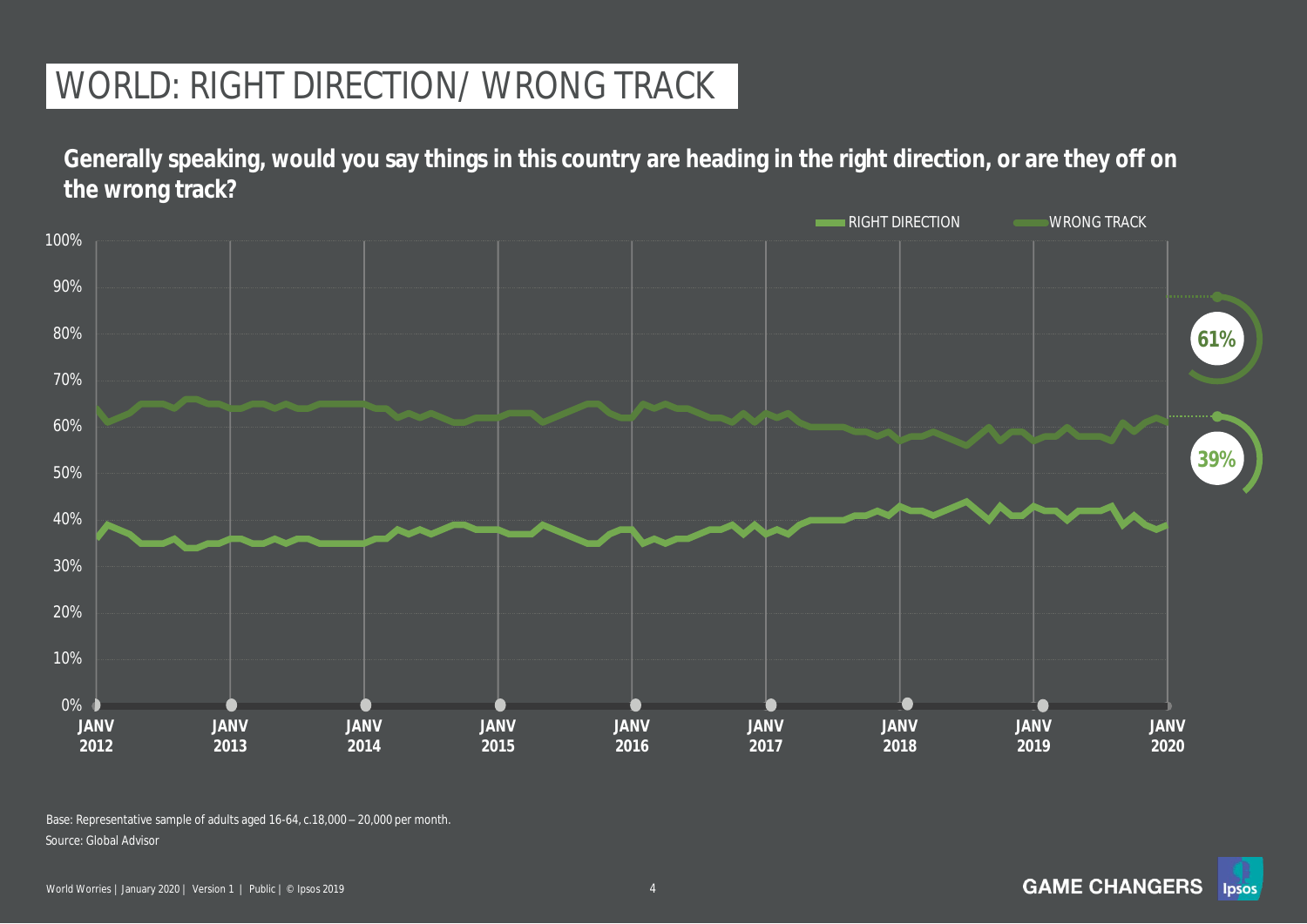# WORLD: RIGHT DIRECTION/ WRONG TRACK

**Generally speaking, would you say things in this country are heading in the right direction, or are they off on the wrong track?**

RIGHT DIRECTION　WRONG TRACK

100%
90%
80%
70%
60%
50%
40%
30%
20%
10%
0%

**JANV 2012** **JANV 2013** **JANV 2014** **JANV 2015** **JANV 2016** **JANV 2017** **JANV 2018** **JANV 2019** **JANV 2020**

**61%**

**39%**

Base: Representative sample of adults aged 16-64, c.18,000 – 20,000 per month.

Source: Global Advisor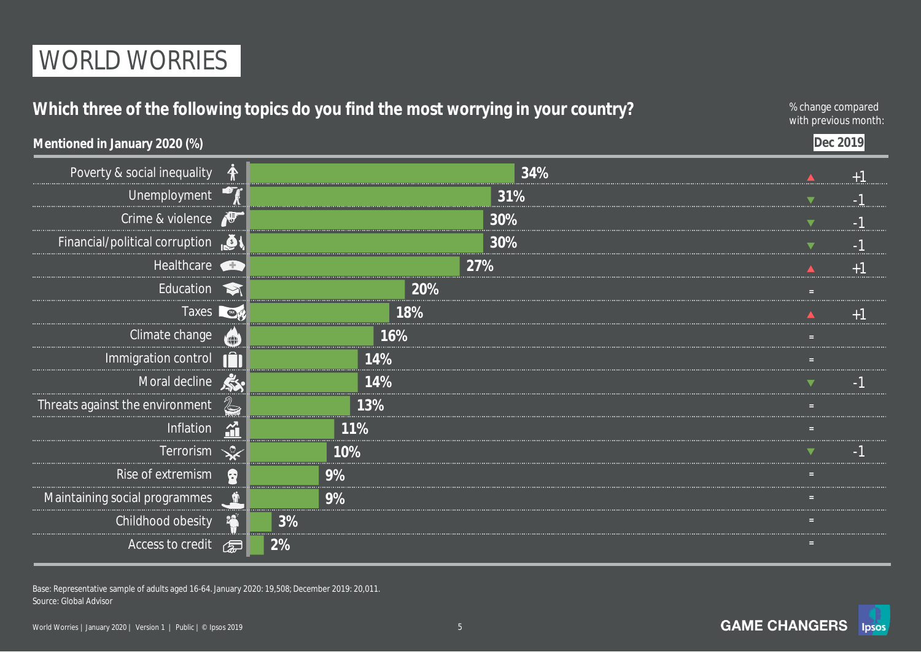# WORLD WORRIES

## Which three of the following topics do you find the most worrying in your country?

**Mentioned in January 2020 (%)**

% change compared with previous month: **Dec 2019**

| Topic | January 2020 (%) | Dec 2019 |
|---|---|---|
| Poverty & social inequality | 34% | ▲ +1 |
| Unemployment | 31% | ▼ -1 |
| Crime & violence | 30% | ▼ -1 |
| Financial/political corruption | 30% | ▼ -1 |
| Healthcare | 27% | ▲ +1 |
| Education | 20% | = |
| Taxes | 18% | ▲ +1 |
| Climate change | 16% | = |
| Immigration control | 14% | = |
| Moral decline | 14% | ▼ -1 |
| Threats against the environment | 13% | = |
| Inflation | 11% | = |
| Terrorism | 10% | ▼ -1 |
| Rise of extremism | 9% | = |
| Maintaining social programmes | 9% | = |
| Childhood obesity | 3% | = |
| Access to credit | 2% | = |

Base: Representative sample of adults aged 16-64. January 2020: 19,508; December 2019: 20,011.
Source: Global Advisor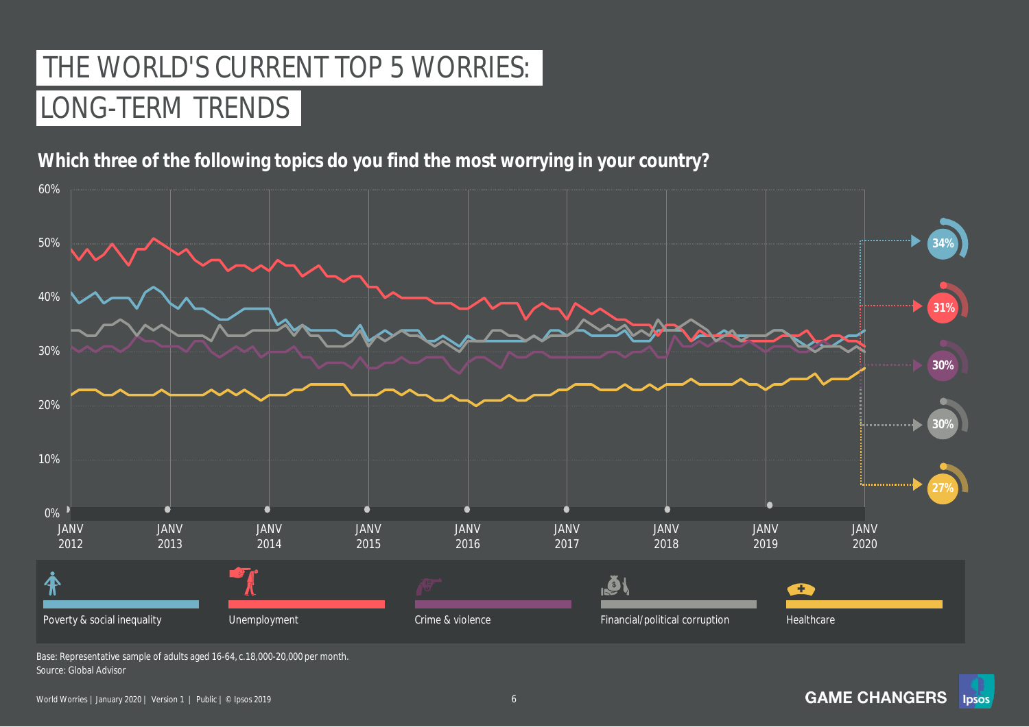# THE WORLD'S CURRENT TOP 5 WORRIES: LONG-TERM TRENDS

**Which three of the following topics do you find the most worrying in your country?**

60%
50%
40%
30%
20%
10%
0%

JANV 2012 | JANV 2013 | JANV 2014 | JANV 2015 | JANV 2016 | JANV 2017 | JANV 2018 | JANV 2019 | JANV 2020

34%
31%
30%
30%
27%

Poverty & social inequality

Unemployment

Crime & violence

Financial/political corruption

Healthcare

Base: Representative sample of adults aged 16-64, c.18,000-20,000 per month.
Source: Global Advisor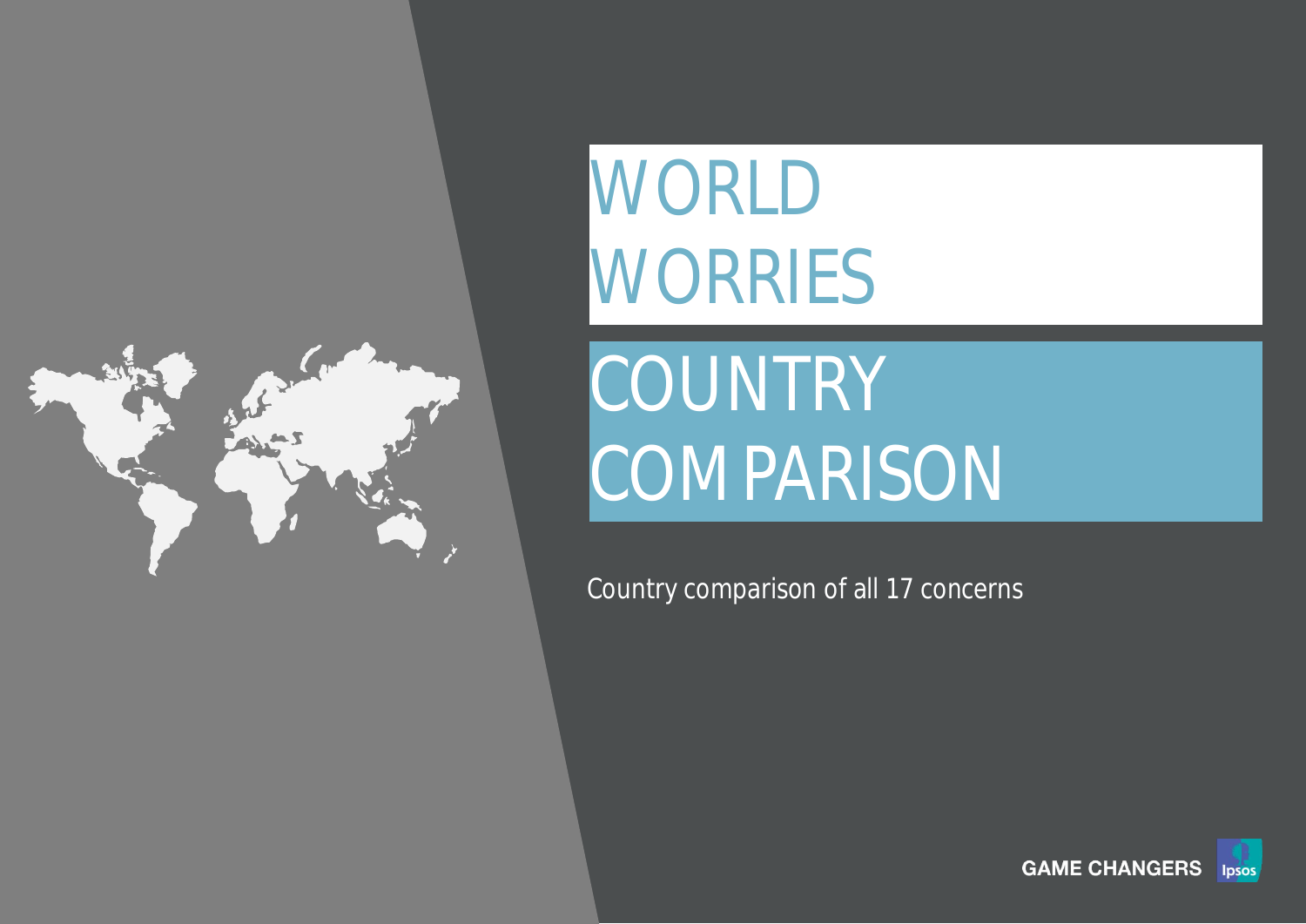# WORLD WORRIES

## COUNTRY COMPARISON

Country comparison of all 17 concerns

GAME CHANGERS Ipsos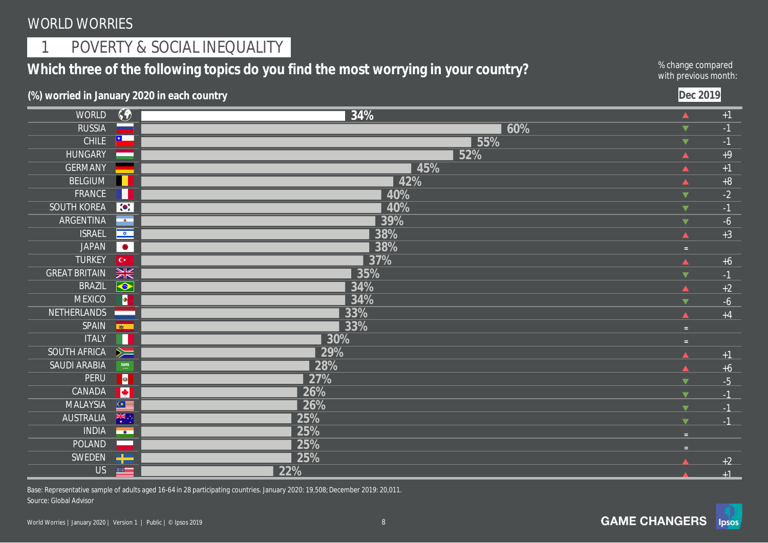# WORLD WORRIES

## 1 POVERTY & SOCIAL INEQUALITY

### Which three of the following topics do you find the most worrying in your country?

**(%) worried in January 2020 in each country**

% change compared with previous month: **Dec 2019**

| Country | January 2020 | Change vs Dec 2019 |
|---|---|---|
| WORLD | 34% | ▲ +1 |
| RUSSIA | 60% | ▼ -1 |
| CHILE | 55% | ▼ -1 |
| HUNGARY | 52% | ▲ +9 |
| GERMANY | 45% | ▲ +1 |
| BELGIUM | 42% | ▲ +8 |
| FRANCE | 40% | ▼ -2 |
| SOUTH KOREA | 40% | ▼ -1 |
| ARGENTINA | 39% | ▼ -6 |
| ISRAEL | 38% | ▲ +3 |
| JAPAN | 38% | = |
| TURKEY | 37% | ▲ +6 |
| GREAT BRITAIN | 35% | ▼ -1 |
| BRAZIL | 34% | ▲ +2 |
| MEXICO | 34% | ▼ -6 |
| NETHERLANDS | 33% | ▲ +4 |
| SPAIN | 33% | = |
| ITALY | 30% | = |
| SOUTH AFRICA | 29% | ▲ +1 |
| SAUDI ARABIA | 28% | ▲ +6 |
| PERU | 27% | ▼ -5 |
| CANADA | 26% | ▼ -1 |
| MALAYSIA | 26% | ▼ -1 |
| AUSTRALIA | 25% | ▼ -1 |
| INDIA | 25% | = |
| POLAND | 25% | = |
| SWEDEN | 25% | ▲ +2 |
| US | 22% | ▲ +1 |

Base: Representative sample of adults aged 16-64 in 28 participating countries. January 2020: 19,508; December 2019: 20,011.
Source: Global Advisor

GAME CHANGERS Ipsos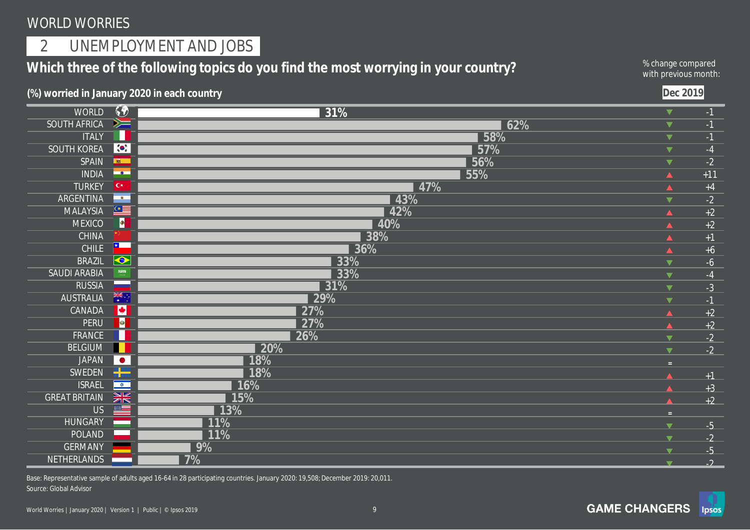# WORLD WORRIES

## 2 UNEMPLOYMENT AND JOBS

### Which three of the following topics do you find the most worrying in your country?

**(%) worried in January 2020 in each country**

% change compared with previous month: **Dec 2019**

| Country | % worried | Change vs Dec 2019 |
|---|---|---|
| WORLD | 31% | ▼ -1 |
| SOUTH AFRICA | 62% | ▼ -1 |
| ITALY | 58% | ▼ -1 |
| SOUTH KOREA | 57% | ▼ -4 |
| SPAIN | 56% | ▼ -2 |
| INDIA | 55% | ▲ +11 |
| TURKEY | 47% | ▲ +4 |
| ARGENTINA | 43% | ▼ -2 |
| MALAYSIA | 42% | ▲ +2 |
| MEXICO | 40% | ▲ +2 |
| CHINA | 38% | ▲ +1 |
| CHILE | 36% | ▲ +6 |
| BRAZIL | 33% | ▼ -6 |
| SAUDI ARABIA | 33% | ▼ -4 |
| RUSSIA | 31% | ▼ -3 |
| AUSTRALIA | 29% | ▼ -1 |
| CANADA | 27% | ▲ +2 |
| PERU | 27% | ▲ +2 |
| FRANCE | 26% | ▼ -2 |
| BELGIUM | 20% | ▼ -2 |
| JAPAN | 18% | = |
| SWEDEN | 18% | ▲ +1 |
| ISRAEL | 16% | ▲ +3 |
| GREAT BRITAIN | 15% | ▲ +2 |
| US | 13% | = |
| HUNGARY | 11% | ▼ -5 |
| POLAND | 11% | ▼ -2 |
| GERMANY | 9% | ▼ -5 |
| NETHERLANDS | 7% | ▼ -2 |

Base: Representative sample of adults aged 16-64 in 28 participating countries. January 2020: 19,508; December 2019: 20,011.
Source: Global Advisor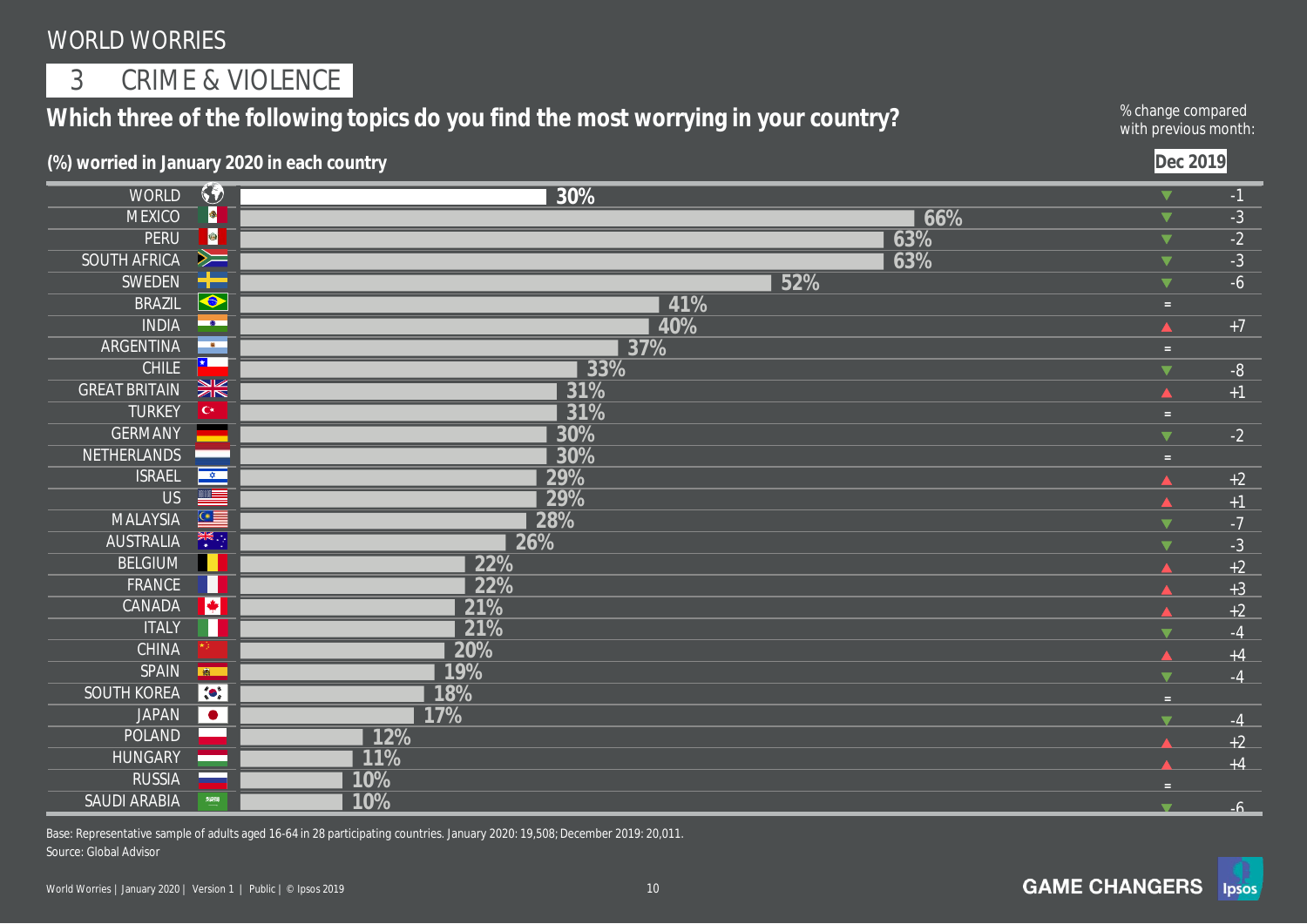# WORLD WORRIES

## 3 CRIME & VIOLENCE

### Which three of the following topics do you find the most worrying in your country?

**(%) worried in January 2020 in each country**

% change compared with previous month: **Dec 2019**

| Country | % worried (Jan 2020) | Change vs Dec 2019 |
|---|---|---|
| WORLD | 30% | ▼ -1 |
| MEXICO | 66% | ▼ -3 |
| PERU | 63% | ▼ -2 |
| SOUTH AFRICA | 63% | ▼ -3 |
| SWEDEN | 52% | ▼ -6 |
| BRAZIL | 41% | = |
| INDIA | 40% | ▲ +7 |
| ARGENTINA | 37% | = |
| CHILE | 33% | ▼ -8 |
| GREAT BRITAIN | 31% | ▲ +1 |
| TURKEY | 31% | = |
| GERMANY | 30% | ▼ -2 |
| NETHERLANDS | 30% | = |
| ISRAEL | 29% | ▲ +2 |
| US | 29% | ▲ +1 |
| MALAYSIA | 28% | ▼ -7 |
| AUSTRALIA | 26% | ▼ -3 |
| BELGIUM | 22% | ▲ +2 |
| FRANCE | 22% | ▲ +3 |
| CANADA | 21% | ▲ +2 |
| ITALY | 21% | ▼ -4 |
| CHINA | 20% | ▲ +4 |
| SPAIN | 19% | ▼ -4 |
| SOUTH KOREA | 18% | = |
| JAPAN | 17% | ▼ -4 |
| POLAND | 12% | ▲ +2 |
| HUNGARY | 11% | ▲ +4 |
| RUSSIA | 10% | = |
| SAUDI ARABIA | 10% | ▼ -6 |

Base: Representative sample of adults aged 16-64 in 28 participating countries. January 2020: 19,508; December 2019: 20,011.
Source: Global Advisor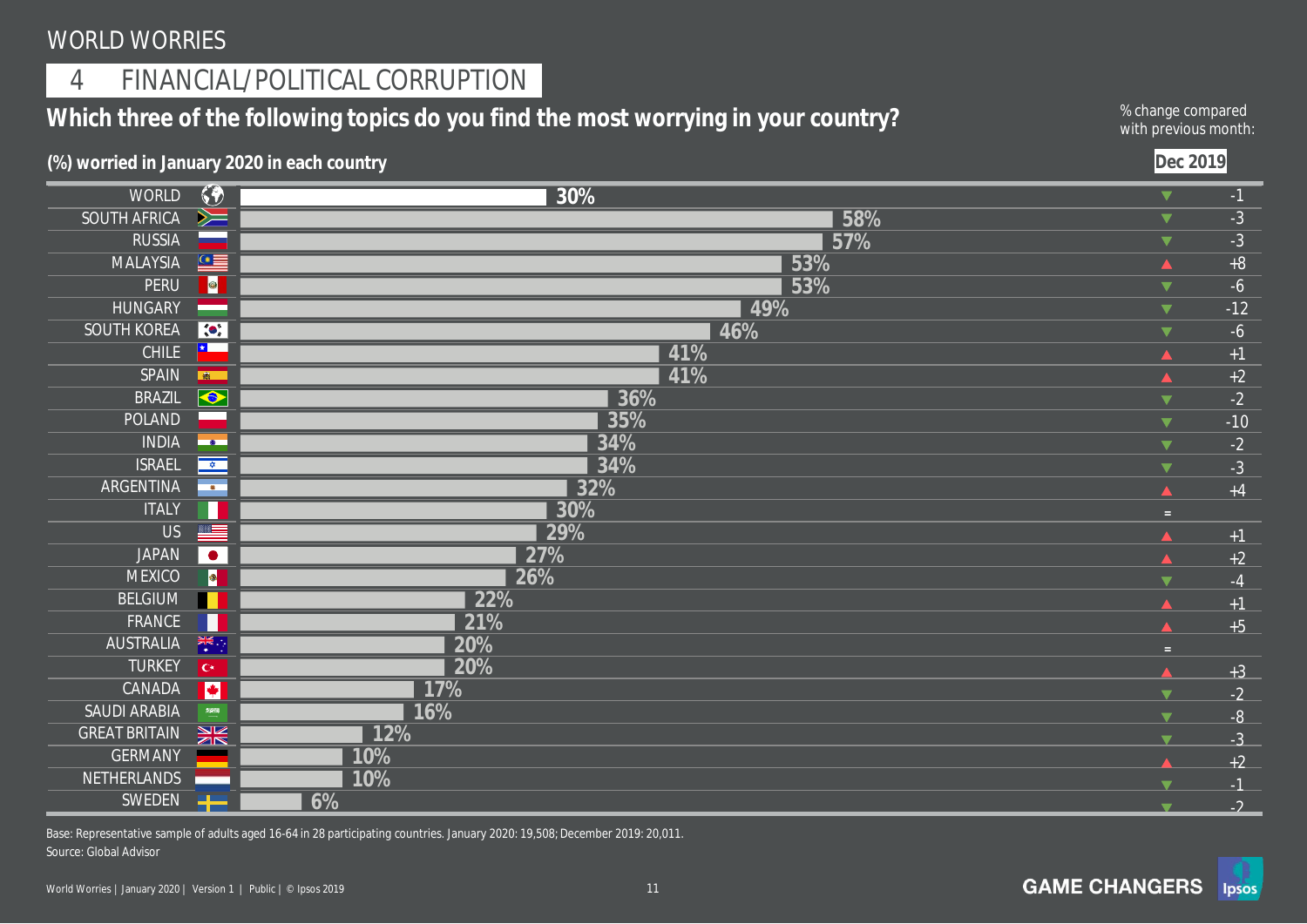WORLD WORRIES

## 4 FINANCIAL/POLITICAL CORRUPTION

### Which three of the following topics do you find the most worrying in your country?

**(%) worried in January 2020 in each country**

| Country | % worried | % change compared with previous month: Dec 2019 |
|---|---|---|
| WORLD | 30% | ▼ -1 |
| SOUTH AFRICA | 58% | ▼ -3 |
| RUSSIA | 57% | ▼ -3 |
| MALAYSIA | 53% | ▲ +8 |
| PERU | 53% | ▼ -6 |
| HUNGARY | 49% | ▼ -12 |
| SOUTH KOREA | 46% | ▼ -6 |
| CHILE | 41% | ▲ +1 |
| SPAIN | 41% | ▲ +2 |
| BRAZIL | 36% | ▼ -2 |
| POLAND | 35% | ▼ -10 |
| INDIA | 34% | ▼ -2 |
| ISRAEL | 34% | ▼ -3 |
| ARGENTINA | 32% | ▲ +4 |
| ITALY | 30% | = |
| US | 29% | ▲ +1 |
| JAPAN | 27% | ▲ +2 |
| MEXICO | 26% | ▼ -4 |
| BELGIUM | 22% | ▲ +1 |
| FRANCE | 21% | ▲ +5 |
| AUSTRALIA | 20% | = |
| TURKEY | 20% | ▲ +3 |
| CANADA | 17% | ▼ -2 |
| SAUDI ARABIA | 16% | ▼ -8 |
| GREAT BRITAIN | 12% | ▼ -3 |
| GERMANY | 10% | ▲ +2 |
| NETHERLANDS | 10% | ▼ -1 |
| SWEDEN | 6% | ▼ -2 |

Base: Representative sample of adults aged 16-64 in 28 participating countries. January 2020: 19,508; December 2019: 20,011.
Source: Global Advisor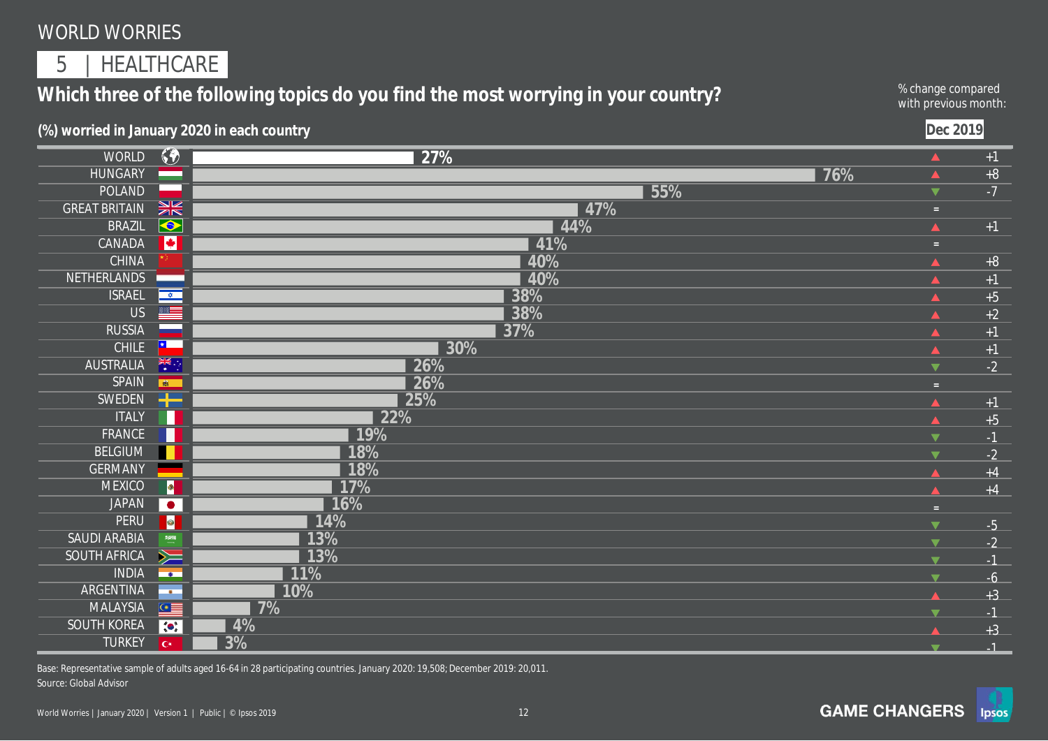# WORLD WORRIES

## 5 | HEALTHCARE

**Which three of the following topics do you find the most worrying in your country?**

**(%) worried in January 2020 in each country**

% change compared with previous month: **Dec 2019**

| Country | % worried (Jan 2020) | Change vs Dec 2019 |
|---|---|---|
| WORLD | 27% | +1 |
| HUNGARY | 76% | +8 |
| POLAND | 55% | -7 |
| GREAT BRITAIN | 47% | = |
| BRAZIL | 44% | +1 |
| CANADA | 41% | = |
| CHINA | 40% | +8 |
| NETHERLANDS | 40% | +1 |
| ISRAEL | 38% | +5 |
| US | 38% | +2 |
| RUSSIA | 37% | +1 |
| CHILE | 30% | +1 |
| AUSTRALIA | 26% | -2 |
| SPAIN | 26% | = |
| SWEDEN | 25% | +1 |
| ITALY | 22% | +5 |
| FRANCE | 19% | -1 |
| BELGIUM | 18% | -2 |
| GERMANY | 18% | +4 |
| MEXICO | 17% | +4 |
| JAPAN | 16% | = |
| PERU | 14% | -5 |
| SAUDI ARABIA | 13% | -2 |
| SOUTH AFRICA | 13% | -1 |
| INDIA | 11% | -6 |
| ARGENTINA | 10% | +3 |
| MALAYSIA | 7% | -1 |
| SOUTH KOREA | 4% | +3 |
| TURKEY | 3% | -1 |

Base: Representative sample of adults aged 16-64 in 28 participating countries. January 2020: 19,508; December 2019: 20,011.
Source: Global Advisor

GAME CHANGERS Ipsos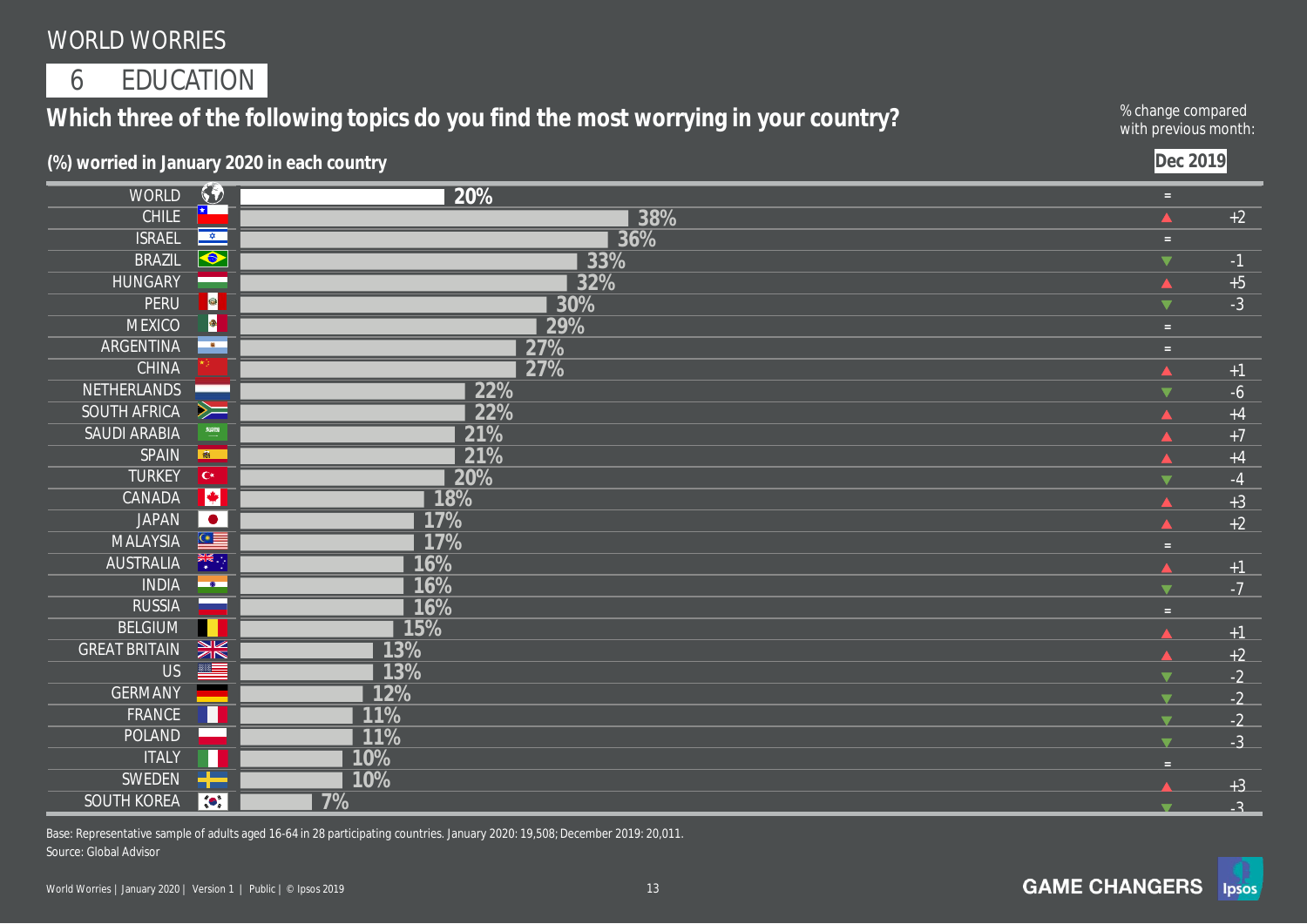# WORLD WORRIES

## 6 EDUCATION

### Which three of the following topics do you find the most worrying in your country?

**(%) worried in January 2020 in each country**

% change compared with previous month: **Dec 2019**

| Country | % worried | Change vs Dec 2019 |
|---|---|---|
| WORLD | 20% | = |
| CHILE | 38% | ▲ +2 |
| ISRAEL | 36% | = |
| BRAZIL | 33% | ▼ -1 |
| HUNGARY | 32% | ▲ +5 |
| PERU | 30% | ▼ -3 |
| MEXICO | 29% | = |
| ARGENTINA | 27% | = |
| CHINA | 27% | ▲ +1 |
| NETHERLANDS | 22% | ▼ -6 |
| SOUTH AFRICA | 22% | ▲ +4 |
| SAUDI ARABIA | 21% | ▲ +7 |
| SPAIN | 21% | ▲ +4 |
| TURKEY | 20% | ▼ -4 |
| CANADA | 18% | ▲ +3 |
| JAPAN | 17% | ▲ +2 |
| MALAYSIA | 17% | = |
| AUSTRALIA | 16% | ▲ +1 |
| INDIA | 16% | ▼ -7 |
| RUSSIA | 16% | = |
| BELGIUM | 15% | ▲ +1 |
| GREAT BRITAIN | 13% | ▲ +2 |
| US | 13% | ▼ -2 |
| GERMANY | 12% | ▼ -2 |
| FRANCE | 11% | ▼ -2 |
| POLAND | 11% | ▼ -3 |
| ITALY | 10% | = |
| SWEDEN | 10% | ▲ +3 |
| SOUTH KOREA | 7% | ▼ -3 |

Base: Representative sample of adults aged 16-64 in 28 participating countries. January 2020: 19,508; December 2019: 20,011.
Source: Global Advisor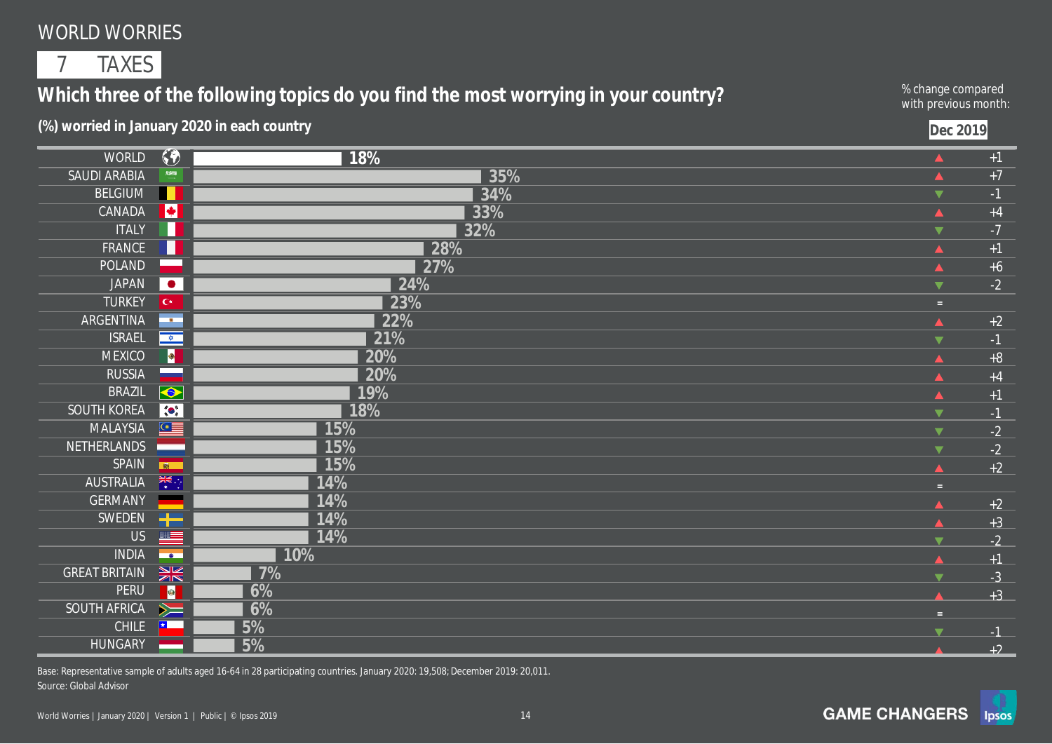# WORLD WORRIES

## 7 TAXES

### Which three of the following topics do you find the most worrying in your country?

**(%) worried in January 2020 in each country**

| Country | % worried (Jan 2020) | % change compared with previous month: Dec 2019 |
|---|---|---|
| WORLD | 18% | ▲ +1 |
| SAUDI ARABIA | 35% | ▲ +7 |
| BELGIUM | 34% | ▼ -1 |
| CANADA | 33% | ▲ +4 |
| ITALY | 32% | ▼ -7 |
| FRANCE | 28% | ▲ +1 |
| POLAND | 27% | ▲ +6 |
| JAPAN | 24% | ▼ -2 |
| TURKEY | 23% | = |
| ARGENTINA | 22% | ▲ +2 |
| ISRAEL | 21% | ▼ -1 |
| MEXICO | 20% | ▲ +8 |
| RUSSIA | 20% | ▲ +4 |
| BRAZIL | 19% | ▲ +1 |
| SOUTH KOREA | 18% | ▼ -1 |
| MALAYSIA | 15% | ▼ -2 |
| NETHERLANDS | 15% | ▼ -2 |
| SPAIN | 15% | ▲ +2 |
| AUSTRALIA | 14% | = |
| GERMANY | 14% | ▲ +2 |
| SWEDEN | 14% | ▲ +3 |
| US | 14% | ▼ -2 |
| INDIA | 10% | ▲ +1 |
| GREAT BRITAIN | 7% | ▼ -3 |
| PERU | 6% | ▲ +3 |
| SOUTH AFRICA | 6% | = |
| CHILE | 5% | ▼ -1 |
| HUNGARY | 5% | ▲ +2 |

Base: Representative sample of adults aged 16-64 in 28 participating countries. January 2020: 19,508; December 2019: 20,011.
Source: Global Advisor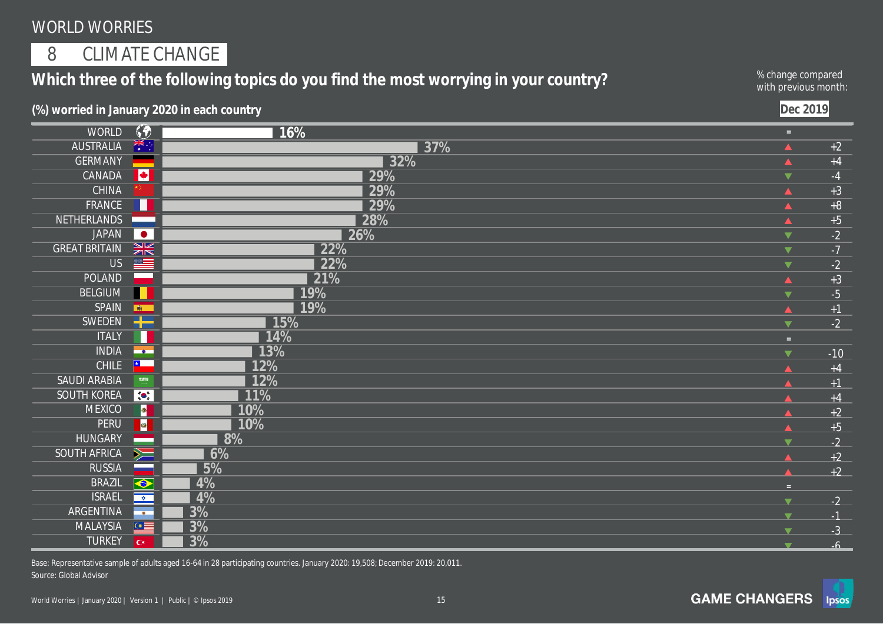# WORLD WORRIES

## 8 CLIMATE CHANGE

### Which three of the following topics do you find the most worrying in your country?

**(%) worried in January 2020 in each country**

| Country | % worried Jan 2020 | % change compared with previous month: Dec 2019 |
|---|---|---|
| WORLD | 16% | = |
| AUSTRALIA | 37% | +2 |
| GERMANY | 32% | +4 |
| CANADA | 29% | -4 |
| CHINA | 29% | +3 |
| FRANCE | 29% | +8 |
| NETHERLANDS | 28% | +5 |
| JAPAN | 26% | -2 |
| GREAT BRITAIN | 22% | -7 |
| US | 22% | -2 |
| POLAND | 21% | +3 |
| BELGIUM | 19% | -5 |
| SPAIN | 19% | +1 |
| SWEDEN | 15% | -2 |
| ITALY | 14% | = |
| INDIA | 13% | -10 |
| CHILE | 12% | +4 |
| SAUDI ARABIA | 12% | +1 |
| SOUTH KOREA | 11% | +4 |
| MEXICO | 10% | +2 |
| PERU | 10% | +5 |
| HUNGARY | 8% | -2 |
| SOUTH AFRICA | 6% | +2 |
| RUSSIA | 5% | +2 |
| BRAZIL | 4% | = |
| ISRAEL | 4% | -2 |
| ARGENTINA | 3% | -1 |
| MALAYSIA | 3% | -3 |
| TURKEY | 3% | -6 |

Base: Representative sample of adults aged 16-64 in 28 participating countries. January 2020: 19,508; December 2019: 20,011.
Source: Global Advisor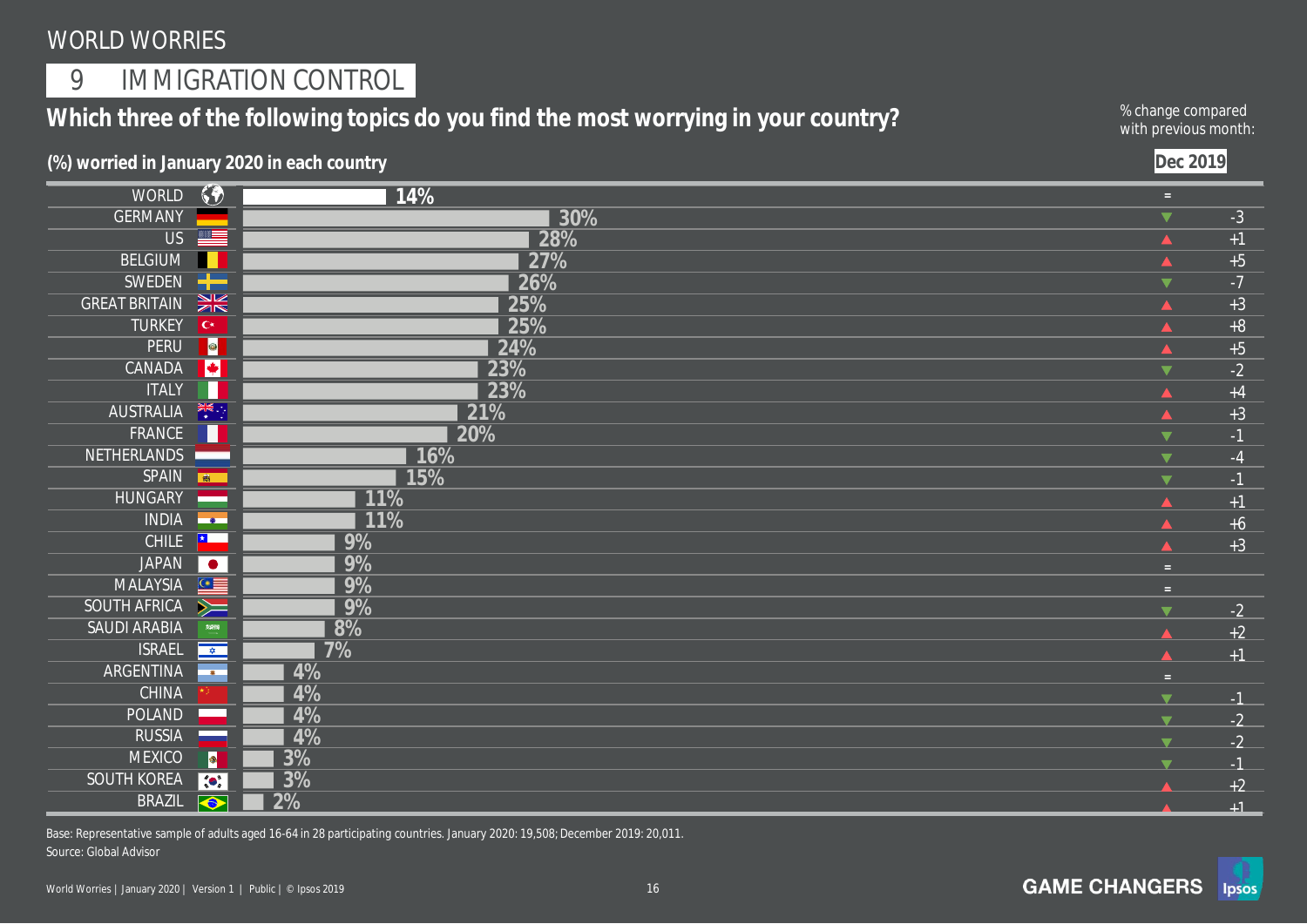# WORLD WORRIES

## 9 IMMIGRATION CONTROL

**Which three of the following topics do you find the most worrying in your country?**

**(%) worried in January 2020 in each country**

% change compared with previous month: **Dec 2019**

| Country | % worried (Jan 2020) | Change vs Dec 2019 |
|---|---|---|
| WORLD | 14% | = |
| GERMANY | 30% | -3 |
| US | 28% | +1 |
| BELGIUM | 27% | +5 |
| SWEDEN | 26% | -7 |
| GREAT BRITAIN | 25% | +3 |
| TURKEY | 25% | +8 |
| PERU | 24% | +5 |
| CANADA | 23% | -2 |
| ITALY | 23% | +4 |
| AUSTRALIA | 21% | +3 |
| FRANCE | 20% | -1 |
| NETHERLANDS | 16% | -4 |
| SPAIN | 15% | -1 |
| HUNGARY | 11% | +1 |
| INDIA | 11% | +6 |
| CHILE | 9% | +3 |
| JAPAN | 9% | = |
| MALAYSIA | 9% | = |
| SOUTH AFRICA | 9% | -2 |
| SAUDI ARABIA | 8% | +2 |
| ISRAEL | 7% | +1 |
| ARGENTINA | 4% | = |
| CHINA | 4% | -1 |
| POLAND | 4% | -2 |
| RUSSIA | 4% | -2 |
| MEXICO | 3% | -1 |
| SOUTH KOREA | 3% | +2 |
| BRAZIL | 2% | +1 |

Base: Representative sample of adults aged 16-64 in 28 participating countries. January 2020: 19,508; December 2019: 20,011.
Source: Global Advisor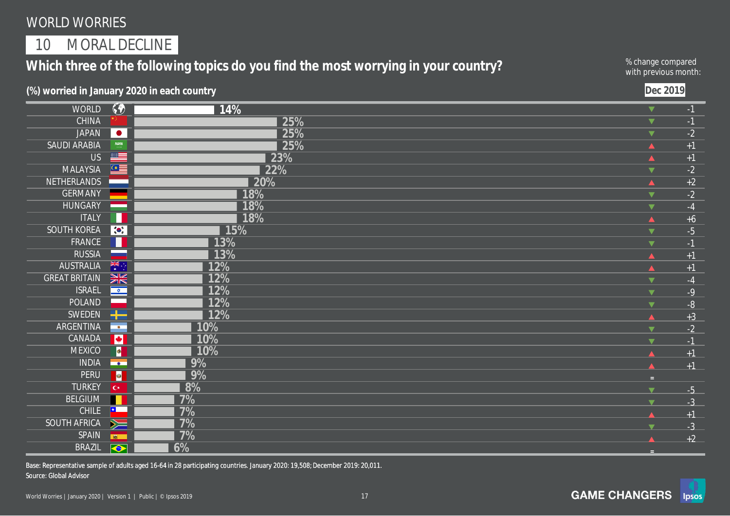WORLD WORRIES

## 10 MORAL DECLINE

### Which three of the following topics do you find the most worrying in your country?

% change compared with previous month:

**(%) worried in January 2020 in each country**

| Country | % worried | Dec 2019 |
|---|---|---|
| WORLD | 14% | ▼ -1 |
| CHINA | 25% | ▼ -1 |
| JAPAN | 25% | ▼ -2 |
| SAUDI ARABIA | 25% | ▲ +1 |
| US | 23% | ▲ +1 |
| MALAYSIA | 22% | ▼ -2 |
| NETHERLANDS | 20% | ▲ +2 |
| GERMANY | 18% | ▼ -2 |
| HUNGARY | 18% | ▼ -4 |
| ITALY | 18% | ▲ +6 |
| SOUTH KOREA | 15% | ▼ -5 |
| FRANCE | 13% | ▼ -1 |
| RUSSIA | 13% | ▲ +1 |
| AUSTRALIA | 12% | ▲ +1 |
| GREAT BRITAIN | 12% | ▼ -4 |
| ISRAEL | 12% | ▼ -9 |
| POLAND | 12% | ▼ -8 |
| SWEDEN | 12% | ▲ +3 |
| ARGENTINA | 10% | ▼ -2 |
| CANADA | 10% | ▼ -1 |
| MEXICO | 10% | ▲ +1 |
| INDIA | 9% | ▲ +1 |
| PERU | 9% | = |
| TURKEY | 8% | ▼ -5 |
| BELGIUM | 7% | ▼ -3 |
| CHILE | 7% | ▲ +1 |
| SOUTH AFRICA | 7% | ▼ -3 |
| SPAIN | 7% | ▲ +2 |
| BRAZIL | 6% | = |

Base: Representative sample of adults aged 16-64 in 28 participating countries. January 2020: 19,508; December 2019: 20,011.
Source: Global Advisor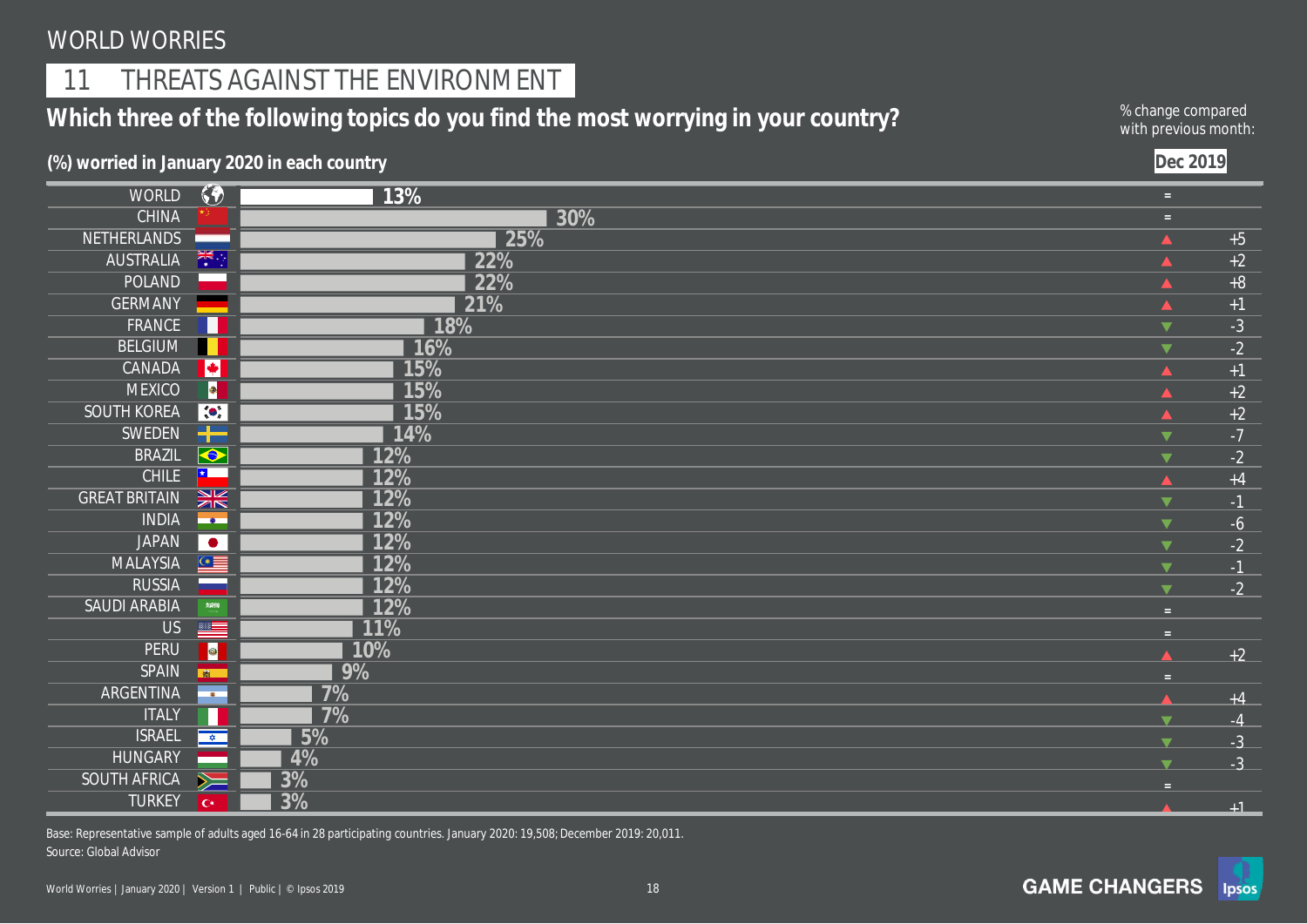## WORLD WORRIES

### 11 THREATS AGAINST THE ENVIRONMENT

**Which three of the following topics do you find the most worrying in your country?**

**(%) worried in January 2020 in each country**

% change compared with previous month: **Dec 2019**

| Country | % worried | Change vs Dec 2019 |
|---|---|---|
| WORLD | 13% | = |
| CHINA | 30% | = |
| NETHERLANDS | 25% | ▲ +5 |
| AUSTRALIA | 22% | ▲ +2 |
| POLAND | 22% | ▲ +8 |
| GERMANY | 21% | ▲ +1 |
| FRANCE | 18% | ▼ -3 |
| BELGIUM | 16% | ▼ -2 |
| CANADA | 15% | ▲ +1 |
| MEXICO | 15% | ▲ +2 |
| SOUTH KOREA | 15% | ▲ +2 |
| SWEDEN | 14% | ▼ -7 |
| BRAZIL | 12% | ▼ -2 |
| CHILE | 12% | ▲ +4 |
| GREAT BRITAIN | 12% | ▼ -1 |
| INDIA | 12% | ▼ -6 |
| JAPAN | 12% | ▼ -2 |
| MALAYSIA | 12% | ▼ -1 |
| RUSSIA | 12% | ▼ -2 |
| SAUDI ARABIA | 12% | = |
| US | 11% | = |
| PERU | 10% | ▲ +2 |
| SPAIN | 9% | = |
| ARGENTINA | 7% | ▲ +4 |
| ITALY | 7% | ▼ -4 |
| ISRAEL | 5% | ▼ -3 |
| HUNGARY | 4% | ▼ -3 |
| SOUTH AFRICA | 3% | = |
| TURKEY | 3% | ▲ +1 |

Base: Representative sample of adults aged 16-64 in 28 participating countries. January 2020: 19,508; December 2019: 20,011.
Source: Global Advisor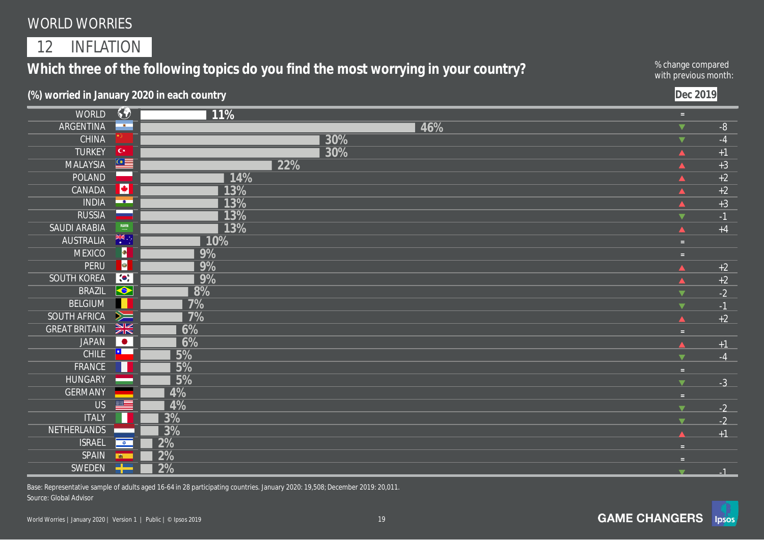# WORLD WORRIES

## 12 INFLATION

### Which three of the following topics do you find the most worrying in your country?

**(%) worried in January 2020 in each country**

% change compared with previous month: Dec 2019

| Country | % worried (Jan 2020) | Change vs Dec 2019 |
|---|---|---|
| WORLD | 11% | = |
| ARGENTINA | 46% | -8 |
| CHINA | 30% | -4 |
| TURKEY | 30% | +1 |
| MALAYSIA | 22% | +3 |
| POLAND | 14% | +2 |
| CANADA | 13% | +2 |
| INDIA | 13% | +3 |
| RUSSIA | 13% | -1 |
| SAUDI ARABIA | 13% | +4 |
| AUSTRALIA | 10% | = |
| MEXICO | 9% | = |
| PERU | 9% | +2 |
| SOUTH KOREA | 9% | +2 |
| BRAZIL | 8% | -2 |
| BELGIUM | 7% | -1 |
| SOUTH AFRICA | 7% | +2 |
| GREAT BRITAIN | 6% | = |
| JAPAN | 6% | +1 |
| CHILE | 5% | -4 |
| FRANCE | 5% | = |
| HUNGARY | 5% | -3 |
| GERMANY | 4% | = |
| US | 4% | -2 |
| ITALY | 3% | -2 |
| NETHERLANDS | 3% | +1 |
| ISRAEL | 2% | = |
| SPAIN | 2% | = |
| SWEDEN | 2% | -1 |

Base: Representative sample of adults aged 16-64 in 28 participating countries. January 2020: 19,508; December 2019: 20,011.
Source: Global Advisor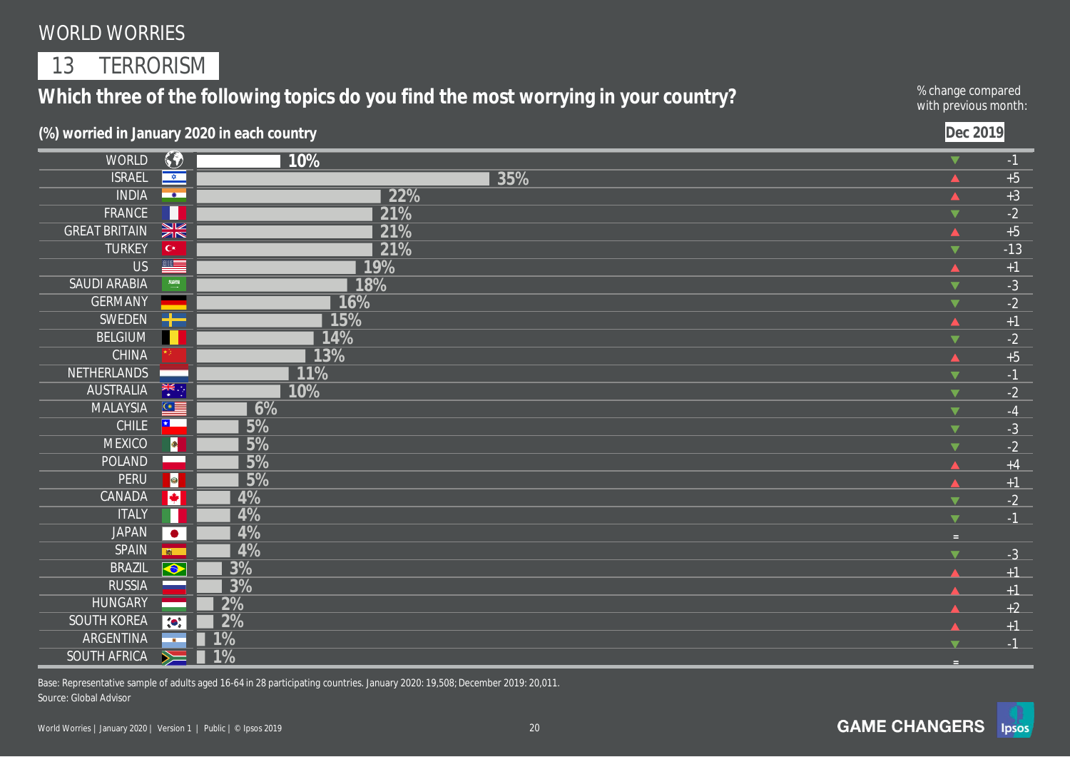# WORLD WORRIES

## 13 TERRORISM

### Which three of the following topics do you find the most worrying in your country?

**(%) worried in January 2020 in each country**

% change compared with previous month: **Dec 2019**

| Country | January 2020 | Dec 2019 change |
|---|---|---|
| WORLD | 10% | ▼ -1 |
| ISRAEL | 35% | ▲ +5 |
| INDIA | 22% | ▲ +3 |
| FRANCE | 21% | ▼ -2 |
| GREAT BRITAIN | 21% | ▲ +5 |
| TURKEY | 21% | ▼ -13 |
| US | 19% | ▲ +1 |
| SAUDI ARABIA | 18% | ▼ -3 |
| GERMANY | 16% | ▼ -2 |
| SWEDEN | 15% | ▲ +1 |
| BELGIUM | 14% | ▼ -2 |
| CHINA | 13% | ▲ +5 |
| NETHERLANDS | 11% | ▼ -1 |
| AUSTRALIA | 10% | ▼ -2 |
| MALAYSIA | 6% | ▼ -4 |
| CHILE | 5% | ▼ -3 |
| MEXICO | 5% | ▼ -2 |
| POLAND | 5% | ▲ +4 |
| PERU | 5% | ▲ +1 |
| CANADA | 4% | ▼ -2 |
| ITALY | 4% | ▼ -1 |
| JAPAN | 4% | = |
| SPAIN | 4% | ▼ -3 |
| BRAZIL | 3% | ▲ +1 |
| RUSSIA | 3% | ▲ +1 |
| HUNGARY | 2% | ▲ +2 |
| SOUTH KOREA | 2% | ▲ +1 |
| ARGENTINA | 1% | ▼ -1 |
| SOUTH AFRICA | 1% | = |

Base: Representative sample of adults aged 16-64 in 28 participating countries. January 2020: 19,508; December 2019: 20,011.
Source: Global Advisor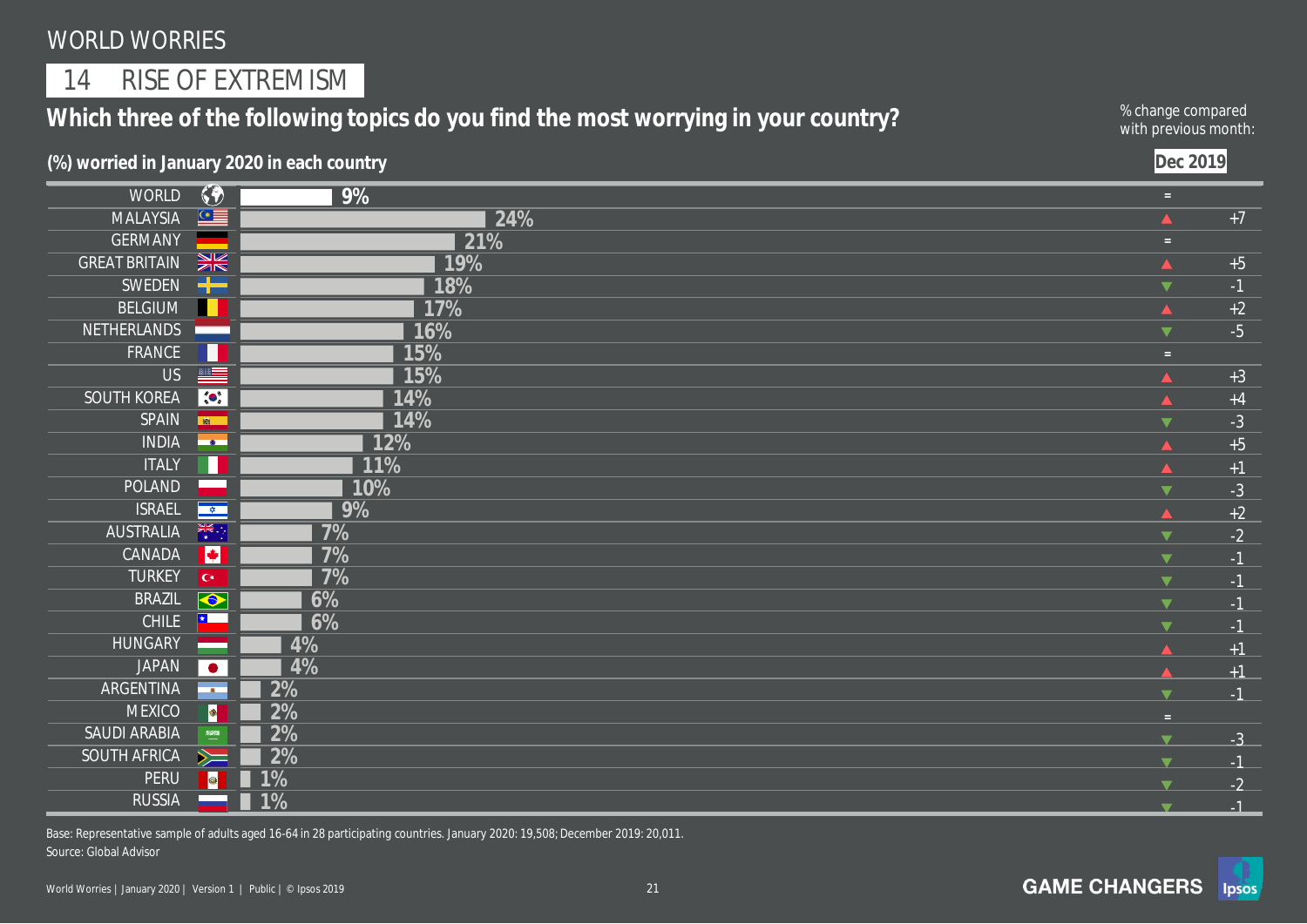WORLD WORRIES

# 14 RISE OF EXTREMISM

## Which three of the following topics do you find the most worrying in your country?

**(%) worried in January 2020 in each country**

% change compared with previous month: **Dec 2019**

| Country | % worried | Change vs Dec 2019 |
|---|---|---|
| WORLD | 9% | = |
| MALAYSIA | 24% | ▲ +7 |
| GERMANY | 21% | = |
| GREAT BRITAIN | 19% | ▲ +5 |
| SWEDEN | 18% | ▼ -1 |
| BELGIUM | 17% | ▲ +2 |
| NETHERLANDS | 16% | ▼ -5 |
| FRANCE | 15% | = |
| US | 15% | ▲ +3 |
| SOUTH KOREA | 14% | ▲ +4 |
| SPAIN | 14% | ▼ -3 |
| INDIA | 12% | ▲ +5 |
| ITALY | 11% | ▲ +1 |
| POLAND | 10% | ▼ -3 |
| ISRAEL | 9% | ▲ +2 |
| AUSTRALIA | 7% | ▼ -2 |
| CANADA | 7% | ▼ -1 |
| TURKEY | 7% | ▼ -1 |
| BRAZIL | 6% | ▼ -1 |
| CHILE | 6% | ▼ -1 |
| HUNGARY | 4% | ▲ +1 |
| JAPAN | 4% | ▲ +1 |
| ARGENTINA | 2% | ▼ -1 |
| MEXICO | 2% | = |
| SAUDI ARABIA | 2% | ▼ -3 |
| SOUTH AFRICA | 2% | ▼ -1 |
| PERU | 1% | ▼ -2 |
| RUSSIA | 1% | ▼ -1 |

Base: Representative sample of adults aged 16-64 in 28 participating countries. January 2020: 19,508; December 2019: 20,011.
Source: Global Advisor

GAME CHANGERS Ipsos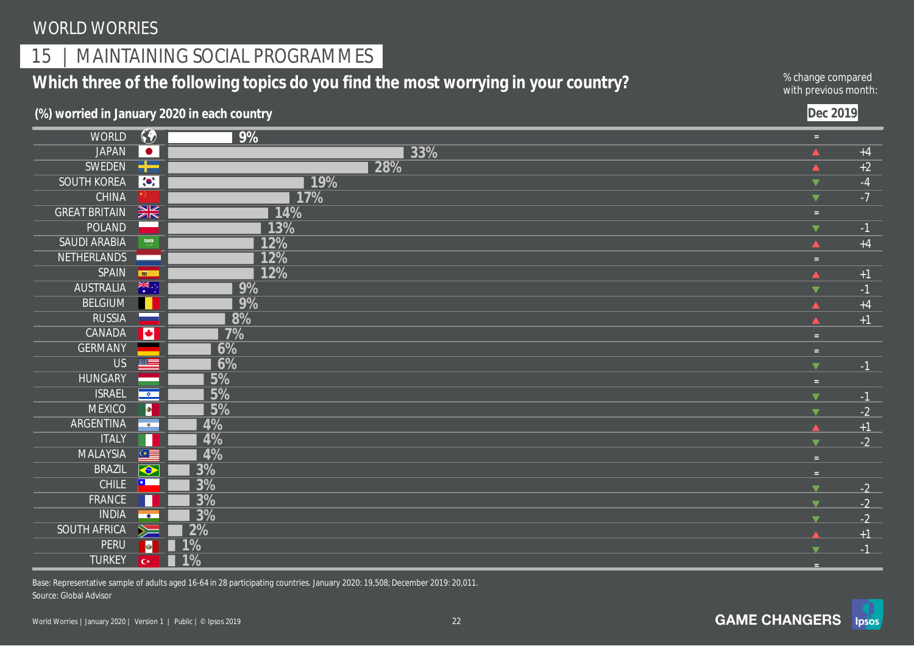WORLD WORRIES

## 15 | MAINTAINING SOCIAL PROGRAMMES

### Which three of the following topics do you find the most worrying in your country?

**(%) worried in January 2020 in each country**

% change compared with previous month: **Dec 2019**

| Country | % worried | Change vs Dec 2019 |
|---|---|---|
| WORLD | 9% | = |
| JAPAN | 33% | ▲ +4 |
| SWEDEN | 28% | ▲ +2 |
| SOUTH KOREA | 19% | ▼ -4 |
| CHINA | 17% | ▼ -7 |
| GREAT BRITAIN | 14% | = |
| POLAND | 13% | ▼ -1 |
| SAUDI ARABIA | 12% | ▲ +4 |
| NETHERLANDS | 12% | = |
| SPAIN | 12% | ▲ +1 |
| AUSTRALIA | 9% | ▼ -1 |
| BELGIUM | 9% | ▲ +4 |
| RUSSIA | 8% | ▲ +1 |
| CANADA | 7% | = |
| GERMANY | 6% | = |
| US | 6% | ▼ -1 |
| HUNGARY | 5% | = |
| ISRAEL | 5% | ▼ -1 |
| MEXICO | 5% | ▼ -2 |
| ARGENTINA | 4% | ▲ +1 |
| ITALY | 4% | ▼ -2 |
| MALAYSIA | 4% | = |
| BRAZIL | 3% | = |
| CHILE | 3% | ▼ -2 |
| FRANCE | 3% | ▼ -2 |
| INDIA | 3% | ▼ -2 |
| SOUTH AFRICA | 2% | ▲ +1 |
| PERU | 1% | ▼ -1 |
| TURKEY | 1% | = |

Base: Representative sample of adults aged 16-64 in 28 participating countries. January 2020: 19,508; December 2019: 20,011.
Source: Global Advisor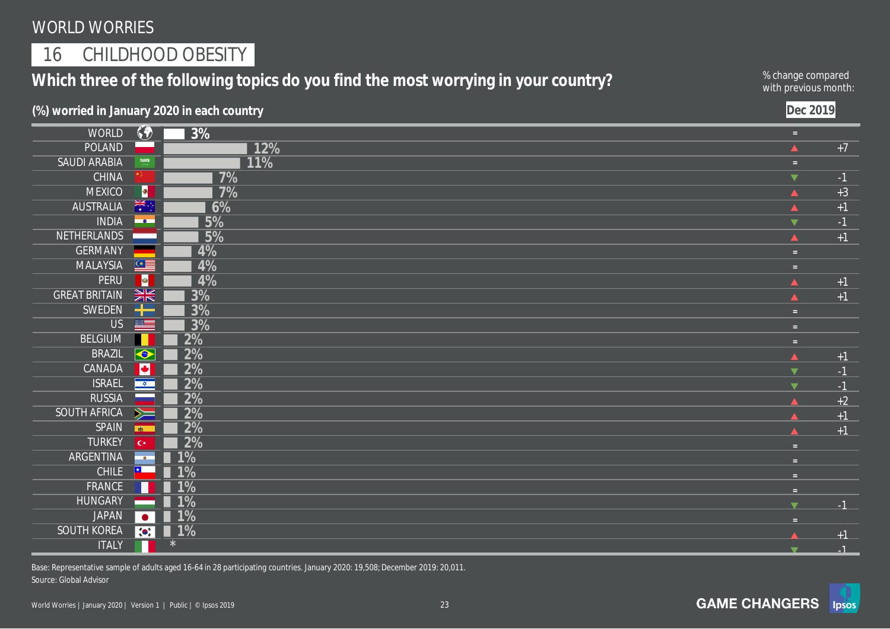# WORLD WORRIES

## 16 CHILDHOOD OBESITY

### Which three of the following topics do you find the most worrying in your country?

**(%) worried in January 2020 in each country**

% change compared with previous month: **Dec 2019**

| Country | % worried | Change vs Dec 2019 |
|---|---|---|
| WORLD | 3% | = |
| POLAND | 12% | ▲ +7 |
| SAUDI ARABIA | 11% | = |
| CHINA | 7% | ▼ -1 |
| MEXICO | 7% | ▲ +3 |
| AUSTRALIA | 6% | ▲ +1 |
| INDIA | 5% | ▼ -1 |
| NETHERLANDS | 5% | ▲ +1 |
| GERMANY | 4% | = |
| MALAYSIA | 4% | = |
| PERU | 4% | ▲ +1 |
| GREAT BRITAIN | 3% | ▲ +1 |
| SWEDEN | 3% | = |
| US | 3% | = |
| BELGIUM | 2% | = |
| BRAZIL | 2% | ▲ +1 |
| CANADA | 2% | ▼ -1 |
| ISRAEL | 2% | ▼ -1 |
| RUSSIA | 2% | ▲ +2 |
| SOUTH AFRICA | 2% | ▲ +1 |
| SPAIN | 2% | ▲ +1 |
| TURKEY | 2% | = |
| ARGENTINA | 1% | = |
| CHILE | 1% | = |
| FRANCE | 1% | = |
| HUNGARY | 1% | ▼ -1 |
| JAPAN | 1% | = |
| SOUTH KOREA | 1% | ▲ +1 |
| ITALY | * | ▼ -1 |

Base: Representative sample of adults aged 16-64 in 28 participating countries. January 2020: 19,508; December 2019: 20,011.
Source: Global Advisor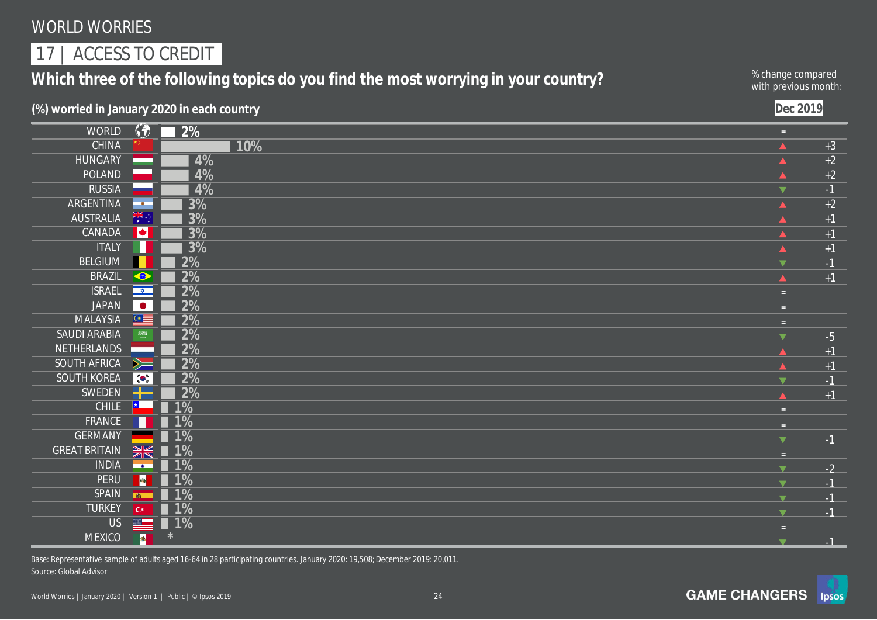# WORLD WORRIES

## 17 | ACCESS TO CREDIT

### Which three of the following topics do you find the most worrying in your country?

**(%) worried in January 2020 in each country**

% change compared with previous month: **Dec 2019**

| Country | January 2020 | Change vs Dec 2019 |
|---|---|---|
| WORLD | 2% | = |
| CHINA | 10% | ▲ +3 |
| HUNGARY | 4% | ▲ +2 |
| POLAND | 4% | ▲ +2 |
| RUSSIA | 4% | ▼ -1 |
| ARGENTINA | 3% | ▲ +2 |
| AUSTRALIA | 3% | ▲ +1 |
| CANADA | 3% | ▲ +1 |
| ITALY | 3% | ▲ +1 |
| BELGIUM | 2% | ▼ -1 |
| BRAZIL | 2% | ▲ +1 |
| ISRAEL | 2% | = |
| JAPAN | 2% | = |
| MALAYSIA | 2% | = |
| SAUDI ARABIA | 2% | ▼ -5 |
| NETHERLANDS | 2% | ▲ +1 |
| SOUTH AFRICA | 2% | ▲ +1 |
| SOUTH KOREA | 2% | ▼ -1 |
| SWEDEN | 2% | ▲ +1 |
| CHILE | 1% | = |
| FRANCE | 1% | = |
| GERMANY | 1% | ▼ -1 |
| GREAT BRITAIN | 1% | = |
| INDIA | 1% | ▼ -2 |
| PERU | 1% | ▼ -1 |
| SPAIN | 1% | ▼ -1 |
| TURKEY | 1% | ▼ -1 |
| US | 1% | = |
| MEXICO | * | ▼ -1 |

Base: Representative sample of adults aged 16-64 in 28 participating countries. January 2020: 19,508; December 2019: 20,011.
Source: Global Advisor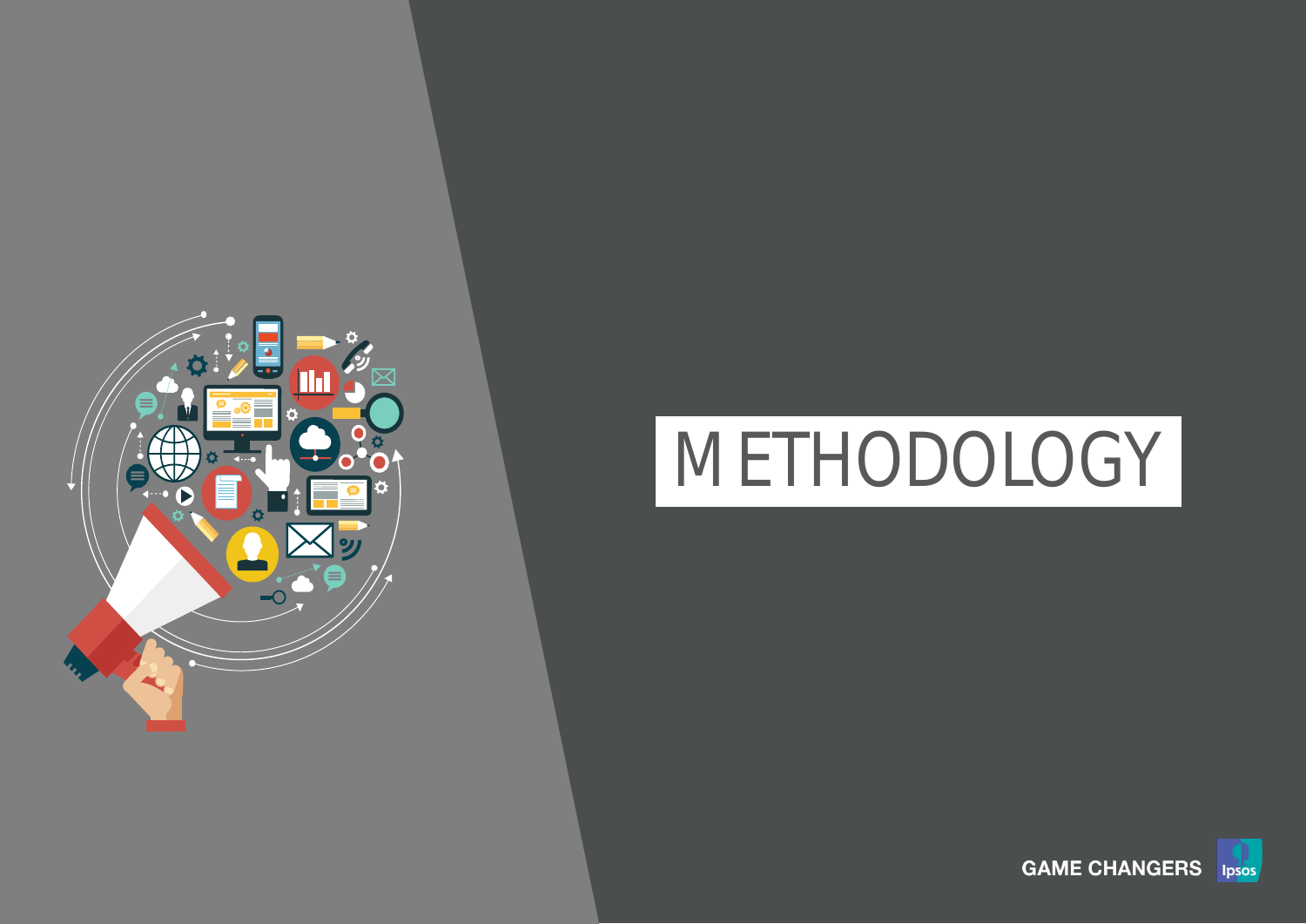# METHODOLOGY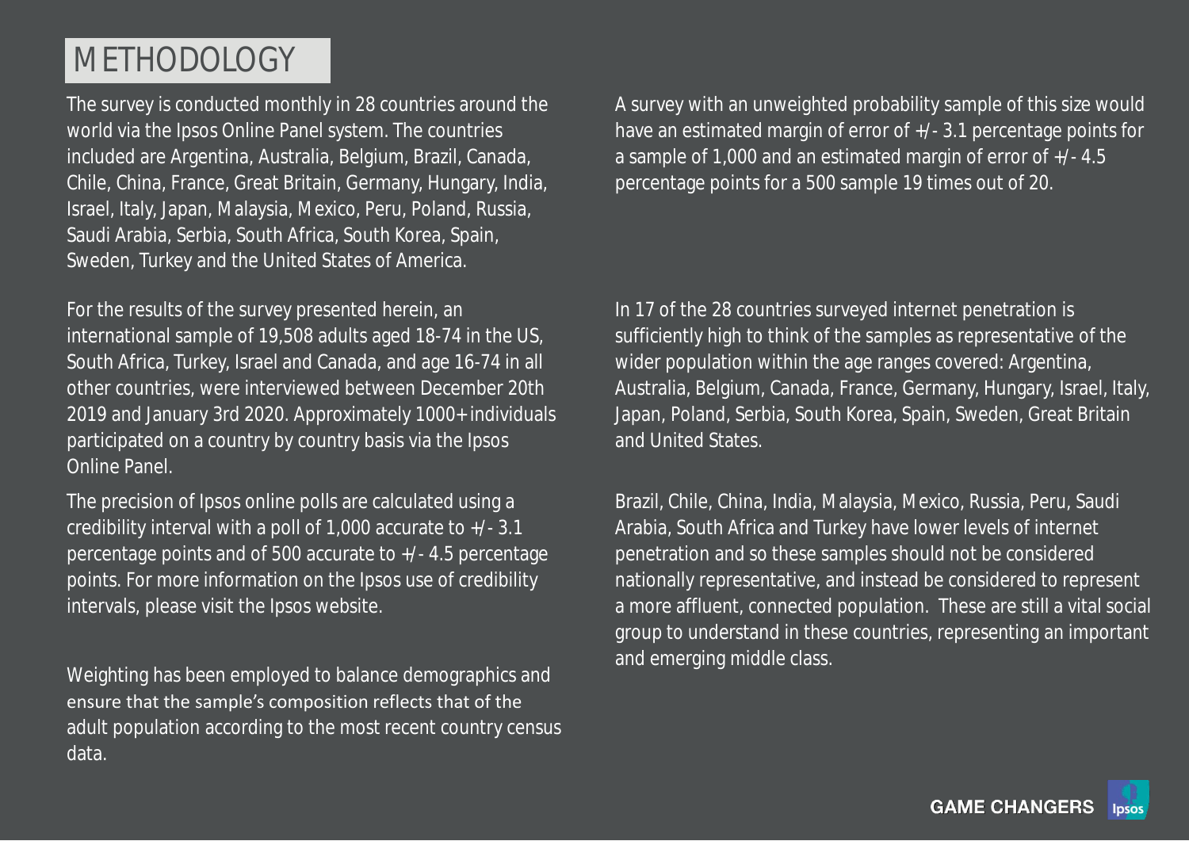# METHODOLOGY

The survey is conducted monthly in 28 countries around the world via the Ipsos Online Panel system. The countries included are Argentina, Australia, Belgium, Brazil, Canada, Chile, China, France, Great Britain, Germany, Hungary, India, Israel, Italy, Japan, Malaysia, Mexico, Peru, Poland, Russia, Saudi Arabia, Serbia, South Africa, South Korea, Spain, Sweden, Turkey and the United States of America.

For the results of the survey presented herein, an international sample of 19,508 adults aged 18-74 in the US, South Africa, Turkey, Israel and Canada, and age 16-74 in all other countries, were interviewed between December 20th 2019 and January 3rd 2020. Approximately 1000+ individuals participated on a country by country basis via the Ipsos Online Panel.

The precision of Ipsos online polls are calculated using a credibility interval with a poll of 1,000 accurate to +/- 3.1 percentage points and of 500 accurate to +/- 4.5 percentage points. For more information on the Ipsos use of credibility intervals, please visit the Ipsos website.

Weighting has been employed to balance demographics and ensure that the sample's composition reflects that of the adult population according to the most recent country census data.

A survey with an unweighted probability sample of this size would have an estimated margin of error of +/- 3.1 percentage points for a sample of 1,000 and an estimated margin of error of +/- 4.5 percentage points for a 500 sample 19 times out of 20.

In 17 of the 28 countries surveyed internet penetration is sufficiently high to think of the samples as representative of the wider population within the age ranges covered: Argentina, Australia, Belgium, Canada, France, Germany, Hungary, Israel, Italy, Japan, Poland, Serbia, South Korea, Spain, Sweden, Great Britain and United States.

Brazil, Chile, China, India, Malaysia, Mexico, Russia, Peru, Saudi Arabia, South Africa and Turkey have lower levels of internet penetration and so these samples should not be considered nationally representative, and instead be considered to represent a more affluent, connected population. These are still a vital social group to understand in these countries, representing an important and emerging middle class.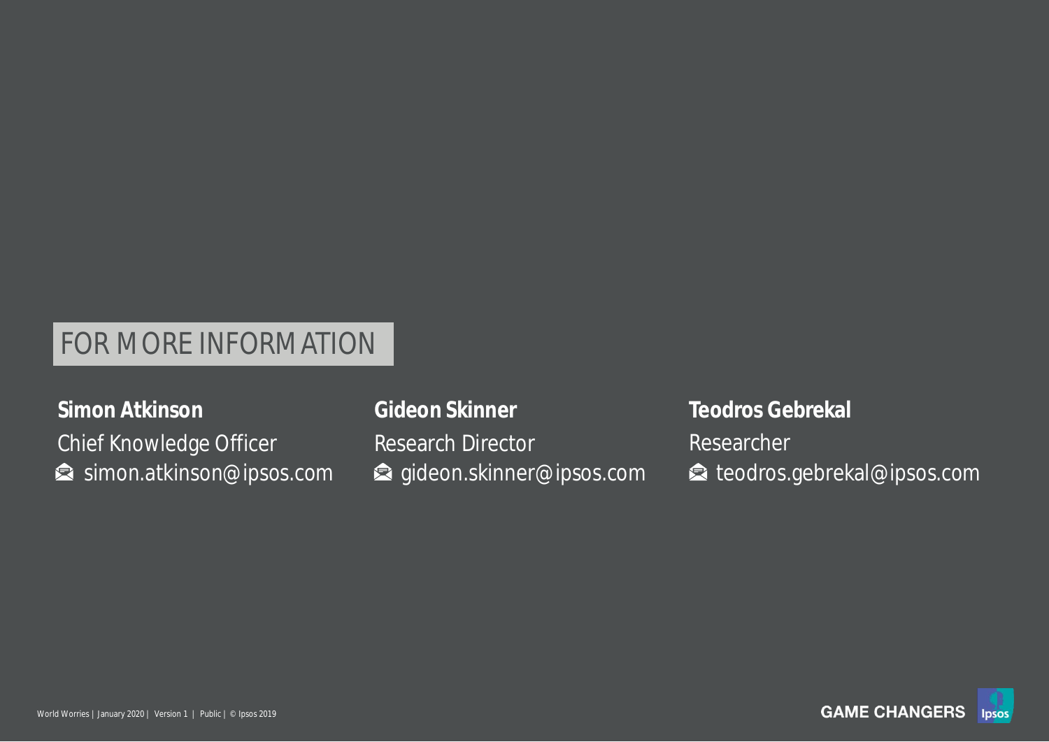# FOR MORE INFORMATION

**Simon Atkinson**
Chief Knowledge Officer
simon.atkinson@ipsos.com

**Gideon Skinner**
Research Director
gideon.skinner@ipsos.com

**Teodros Gebrekal**
Researcher
teodros.gebrekal@ipsos.com

GAME CHANGERS